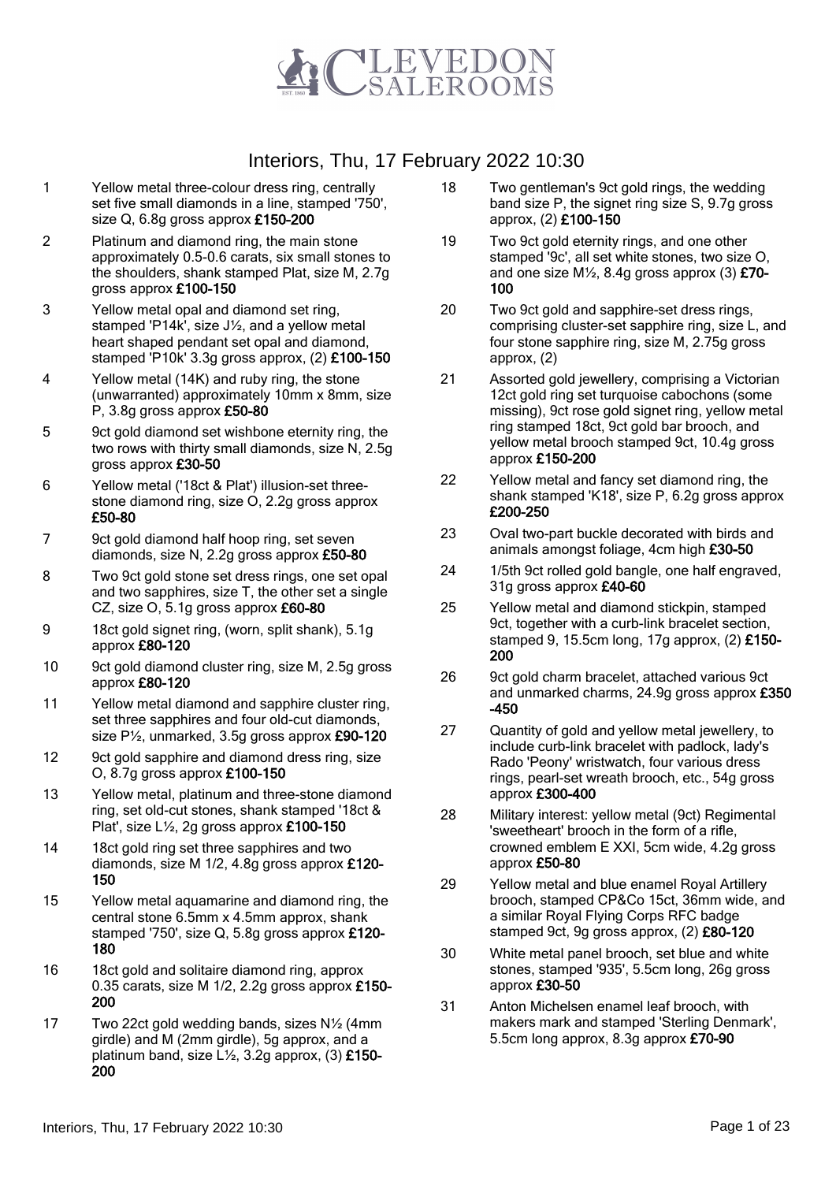# CLEVEDON SALEROOMS

## Interiors, Thu, 17 February 2022 10:30

1 Yellow metal three-colour dress ring, centrally set five small diamonds in a line, stamped '750', size Q, 6.8g gross approx **£150-200**

2 Platinum and diamond ring, the main stone approximately 0.5-0.6 carats, six small stones to the shoulders, shank stamped Plat, size M, 2.7g gross approx **£100-150**

3 Yellow metal opal and diamond set ring, stamped 'P14k', size J½, and a yellow metal heart shaped pendant set opal and diamond, stamped 'P10k' 3.3g gross approx, (2) **£100-150**

4 Yellow metal (14K) and ruby ring, the stone (unwarranted) approximately 10mm x 8mm, size P, 3.8g gross approx **£50-80**

5 9ct gold diamond set wishbone eternity ring, the two rows with thirty small diamonds, size N, 2.5g gross approx **£30-50**

6 Yellow metal ('18ct & Plat') illusion-set three-stone diamond ring, size O, 2.2g gross approx **£50-80**

7 9ct gold diamond half hoop ring, set seven diamonds, size N, 2.2g gross approx **£50-80**

8 Two 9ct gold stone set dress rings, one set opal and two sapphires, size T, the other set a single CZ, size O, 5.1g gross approx **£60-80**

9 18ct gold signet ring, (worn, split shank), 5.1g approx **£80-120**

10 9ct gold diamond cluster ring, size M, 2.5g gross approx **£80-120**

11 Yellow metal diamond and sapphire cluster ring, set three sapphires and four old-cut diamonds, size P½, unmarked, 3.5g gross approx **£90-120**

12 9ct gold sapphire and diamond dress ring, size O, 8.7g gross approx **£100-150**

13 Yellow metal, platinum and three-stone diamond ring, set old-cut stones, shank stamped '18ct & Plat', size L½, 2g gross approx **£100-150**

14 18ct gold ring set three sapphires and two diamonds, size M 1/2, 4.8g gross approx **£120-150**

15 Yellow metal aquamarine and diamond ring, the central stone 6.5mm x 4.5mm approx, shank stamped '750', size Q, 5.8g gross approx **£120-180**

16 18ct gold and solitaire diamond ring, approx 0.35 carats, size M 1/2, 2.2g gross approx **£150-200**

17 Two 22ct gold wedding bands, sizes N½ (4mm girdle) and M (2mm girdle), 5g approx, and a platinum band, size L½, 3.2g approx, (3) **£150-200**

18 Two gentleman's 9ct gold rings, the wedding band size P, the signet ring size S, 9.7g gross approx, (2) **£100-150**

19 Two 9ct gold eternity rings, and one other stamped '9c', all set white stones, two size O, and one size M½, 8.4g gross approx (3) **£70-100**

20 Two 9ct gold and sapphire-set dress rings, comprising cluster-set sapphire ring, size L, and four stone sapphire ring, size M, 2.75g gross approx, (2)

21 Assorted gold jewellery, comprising a Victorian 12ct gold ring set turquoise cabochons (some missing), 9ct rose gold signet ring, yellow metal ring stamped 18ct, 9ct gold bar brooch, and yellow metal brooch stamped 9ct, 10.4g gross approx **£150-200**

22 Yellow metal and fancy set diamond ring, the shank stamped 'K18', size P, 6.2g gross approx **£200-250**

23 Oval two-part buckle decorated with birds and animals amongst foliage, 4cm high **£30-50**

24 1/5th 9ct rolled gold bangle, one half engraved, 31g gross approx **£40-60**

25 Yellow metal and diamond stickpin, stamped 9ct, together with a curb-link bracelet section, stamped 9, 15.5cm long, 17g approx, (2) **£150-200**

26 9ct gold charm bracelet, attached various 9ct and unmarked charms, 24.9g gross approx **£350-450**

27 Quantity of gold and yellow metal jewellery, to include curb-link bracelet with padlock, lady's Rado 'Peony' wristwatch, four various dress rings, pearl-set wreath brooch, etc., 54g gross approx **£300-400**

28 Military interest: yellow metal (9ct) Regimental 'sweetheart' brooch in the form of a rifle, crowned emblem E XXI, 5cm wide, 4.2g gross approx **£50-80**

29 Yellow metal and blue enamel Royal Artillery brooch, stamped CP&Co 15ct, 36mm wide, and a similar Royal Flying Corps RFC badge stamped 9ct, 9g gross approx, (2) **£80-120**

30 White metal panel brooch, set blue and white stones, stamped '935', 5.5cm long, 26g gross approx **£30-50**

31 Anton Michelsen enamel leaf brooch, with makers mark and stamped 'Sterling Denmark', 5.5cm long approx, 8.3g approx **£70-90**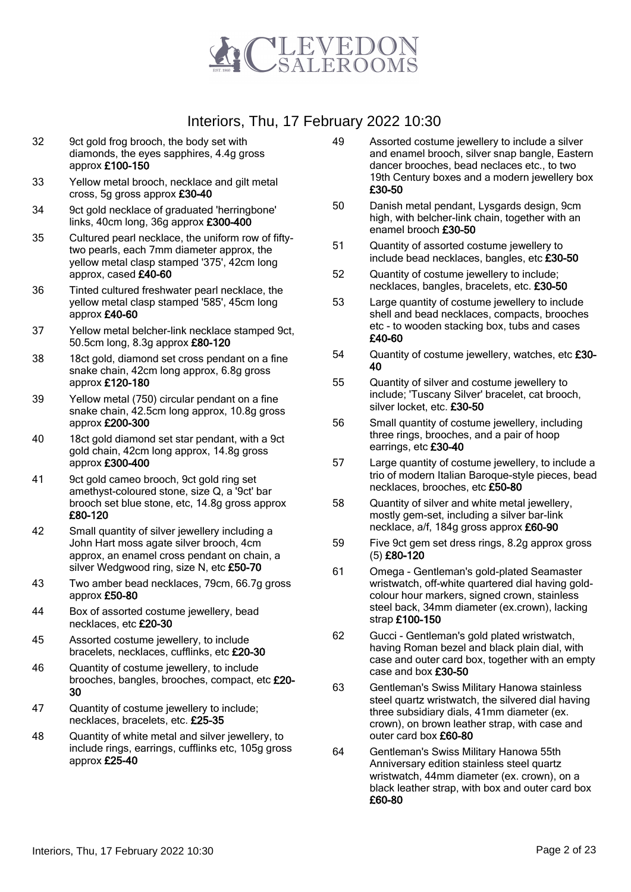# CLEVEDON SALEROOMS

## Interiors, Thu, 17 February 2022 10:30

32 9ct gold frog brooch, the body set with diamonds, the eyes sapphires, 4.4g gross approx **£100-150**

33 Yellow metal brooch, necklace and gilt metal cross, 5g gross approx **£30-40**

34 9ct gold necklace of graduated 'herringbone' links, 40cm long, 36g approx **£300-400**

35 Cultured pearl necklace, the uniform row of fifty-two pearls, each 7mm diameter approx, the yellow metal clasp stamped '375', 42cm long approx, cased **£40-60**

36 Tinted cultured freshwater pearl necklace, the yellow metal clasp stamped '585', 45cm long approx **£40-60**

37 Yellow metal belcher-link necklace stamped 9ct, 50.5cm long, 8.3g approx **£80-120**

38 18ct gold, diamond set cross pendant on a fine snake chain, 42cm long approx, 6.8g gross approx **£120-180**

39 Yellow metal (750) circular pendant on a fine snake chain, 42.5cm long approx, 10.8g gross approx **£200-300**

40 18ct gold diamond set star pendant, with a 9ct gold chain, 42cm long approx, 14.8g gross approx **£300-400**

41 9ct gold cameo brooch, 9ct gold ring set amethyst-coloured stone, size Q, a '9ct' bar brooch set blue stone, etc, 14.8g gross approx **£80-120**

42 Small quantity of silver jewellery including a John Hart moss agate silver brooch, 4cm approx, an enamel cross pendant on chain, a silver Wedgwood ring, size N, etc **£50-70**

43 Two amber bead necklaces, 79cm, 66.7g gross approx **£50-80**

44 Box of assorted costume jewellery, bead necklaces, etc **£20-30**

45 Assorted costume jewellery, to include bracelets, necklaces, cufflinks, etc **£20-30**

46 Quantity of costume jewellery, to include brooches, bangles, brooches, compact, etc **£20-30**

47 Quantity of costume jewellery to include; necklaces, bracelets, etc. **£25-35**

48 Quantity of white metal and silver jewellery, to include rings, earrings, cufflinks etc, 105g gross approx **£25-40**

49 Assorted costume jewellery to include a silver and enamel brooch, silver snap bangle, Eastern dancer brooches, bead neclaces etc., to two 19th Century boxes and a modern jewellery box **£30-50**

50 Danish metal pendant, Lysgards design, 9cm high, with belcher-link chain, together with an enamel brooch **£30-50**

51 Quantity of assorted costume jewellery to include bead necklaces, bangles, etc **£30-50**

52 Quantity of costume jewellery to include; necklaces, bangles, bracelets, etc. **£30-50**

53 Large quantity of costume jewellery to include shell and bead necklaces, compacts, brooches etc - to wooden stacking box, tubs and cases **£40-60**

54 Quantity of costume jewellery, watches, etc **£30-40**

55 Quantity of silver and costume jewellery to include; 'Tuscany Silver' bracelet, cat brooch, silver locket, etc. **£30-50**

56 Small quantity of costume jewellery, including three rings, brooches, and a pair of hoop earrings, etc **£30-40**

57 Large quantity of costume jewellery, to include a trio of modern Italian Baroque-style pieces, bead necklaces, brooches, etc **£50-80**

58 Quantity of silver and white metal jewellery, mostly gem-set, including a silver bar-link necklace, a/f, 184g gross approx **£60-90**

59 Five 9ct gem set dress rings, 8.2g approx gross (5) **£80-120**

61 Omega - Gentleman's gold-plated Seamaster wristwatch, off-white quartered dial having gold-colour hour markers, signed crown, stainless steel back, 34mm diameter (ex.crown), lacking strap **£100-150**

62 Gucci - Gentleman's gold plated wristwatch, having Roman bezel and black plain dial, with case and outer card box, together with an empty case and box **£30-50**

63 Gentleman's Swiss Military Hanowa stainless steel quartz wristwatch, the silvered dial having three subsidiary dials, 41mm diameter (ex. crown), on brown leather strap, with case and outer card box **£60-80**

64 Gentleman's Swiss Military Hanowa 55th Anniversary edition stainless steel quartz wristwatch, 44mm diameter (ex. crown), on a black leather strap, with box and outer card box **£60-80**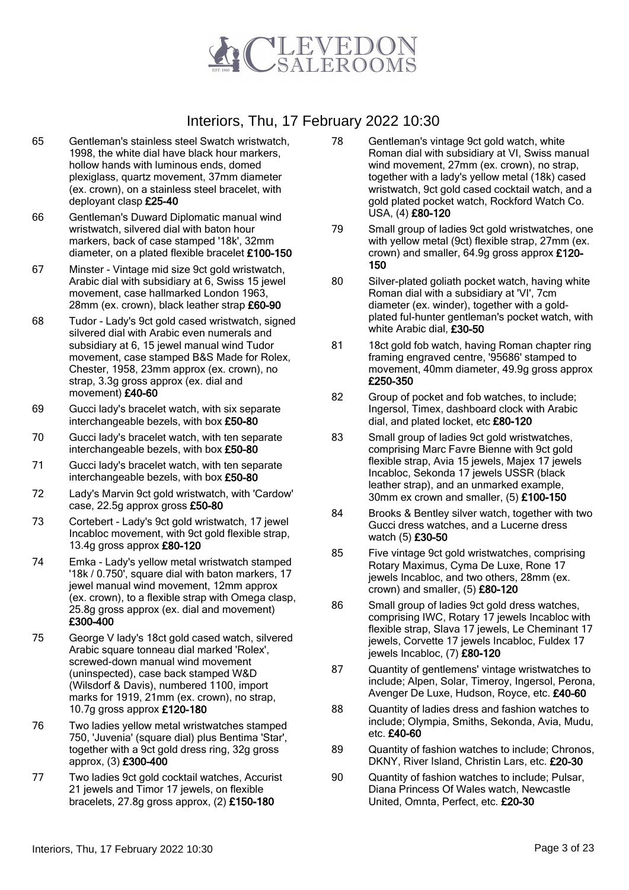# Interiors, Thu, 17 February 2022 10:30

65 Gentleman's stainless steel Swatch wristwatch, 1998, the white dial have black hour markers, hollow hands with luminous ends, domed plexiglass, quartz movement, 37mm diameter (ex. crown), on a stainless steel bracelet, with deployant clasp **£25-40**

66 Gentleman's Duward Diplomatic manual wind wristwatch, silvered dial with baton hour markers, back of case stamped '18k', 32mm diameter, on a plated flexible bracelet **£100-150**

67 Minster - Vintage mid size 9ct gold wristwatch, Arabic dial with subsidiary at 6, Swiss 15 jewel movement, case hallmarked London 1963, 28mm (ex. crown), black leather strap **£60-90**

68 Tudor - Lady's 9ct gold cased wristwatch, signed silvered dial with Arabic even numerals and subsidiary at 6, 15 jewel manual wind Tudor movement, case stamped B&S Made for Rolex, Chester, 1958, 23mm approx (ex. crown), no strap, 3.3g gross approx (ex. dial and movement) **£40-60**

69 Gucci lady's bracelet watch, with six separate interchangeable bezels, with box **£50-80**

70 Gucci lady's bracelet watch, with ten separate interchangeable bezels, with box **£50-80**

71 Gucci lady's bracelet watch, with ten separate interchangeable bezels, with box **£50-80**

72 Lady's Marvin 9ct gold wristwatch, with 'Cardow' case, 22.5g approx gross **£50-80**

73 Cortebert - Lady's 9ct gold wristwatch, 17 jewel Incabloc movement, with 9ct gold flexible strap, 13.4g gross approx **£80-120**

74 Emka - Lady's yellow metal wristwatch stamped '18k / 0.750', square dial with baton markers, 17 jewel manual wind movement, 12mm approx (ex. crown), to a flexible strap with Omega clasp, 25.8g gross approx (ex. dial and movement) **£300-400**

75 George V lady's 18ct gold cased watch, silvered Arabic square tonneau dial marked 'Rolex', screwed-down manual wind movement (uninspected), case back stamped W&D (Wilsdorf & Davis), numbered 1100, import marks for 1919, 21mm (ex. crown), no strap, 10.7g gross approx **£120-180**

76 Two ladies yellow metal wristwatches stamped 750, 'Juvenia' (square dial) plus Bentima 'Star', together with a 9ct gold dress ring, 32g gross approx, (3) **£300-400**

77 Two ladies 9ct gold cocktail watches, Accurist 21 jewels and Timor 17 jewels, on flexible bracelets, 27.8g gross approx, (2) **£150-180**

78 Gentleman's vintage 9ct gold watch, white Roman dial with subsidiary at VI, Swiss manual wind movement, 27mm (ex. crown), no strap, together with a lady's yellow metal (18k) cased wristwatch, 9ct gold cased cocktail watch, and a gold plated pocket watch, Rockford Watch Co. USA, (4) **£80-120**

79 Small group of ladies 9ct gold wristwatches, one with yellow metal (9ct) flexible strap, 27mm (ex. crown) and smaller, 64.9g gross approx **£120-150**

80 Silver-plated goliath pocket watch, having white Roman dial with a subsidiary at 'VI', 7cm diameter (ex. winder), together with a gold-plated ful-hunter gentleman's pocket watch, with white Arabic dial, **£30-50**

81 18ct gold fob watch, having Roman chapter ring framing engraved centre, '95686' stamped to movement, 40mm diameter, 49.9g gross approx **£250-350**

82 Group of pocket and fob watches, to include; Ingersol, Timex, dashboard clock with Arabic dial, and plated locket, etc **£80-120**

83 Small group of ladies 9ct gold wristwatches, comprising Marc Favre Bienne with 9ct gold flexible strap, Avia 15 jewels, Majex 17 jewels Incabloc, Sekonda 17 jewels USSR (black leather strap), and an unmarked example, 30mm ex crown and smaller, (5) **£100-150**

84 Brooks & Bentley silver watch, together with two Gucci dress watches, and a Lucerne dress watch (5) **£30-50**

85 Five vintage 9ct gold wristwatches, comprising Rotary Maximus, Cyma De Luxe, Rone 17 jewels Incabloc, and two others, 28mm (ex. crown) and smaller, (5) **£80-120**

86 Small group of ladies 9ct gold dress watches, comprising IWC, Rotary 17 jewels Incabloc with flexible strap, Slava 17 jewels, Le Cheminant 17 jewels, Corvette 17 jewels Incabloc, Fuldex 17 jewels Incabloc, (7) **£80-120**

87 Quantity of gentlemens' vintage wristwatches to include; Alpen, Solar, Timeroy, Ingersol, Perona, Avenger De Luxe, Hudson, Royce, etc. **£40-60**

88 Quantity of ladies dress and fashion watches to include; Olympia, Smiths, Sekonda, Avia, Mudu, etc. **£40-60**

89 Quantity of fashion watches to include; Chronos, DKNY, River Island, Christin Lars, etc. **£20-30**

90 Quantity of fashion watches to include; Pulsar, Diana Princess Of Wales watch, Newcastle United, Omnta, Perfect, etc. **£20-30**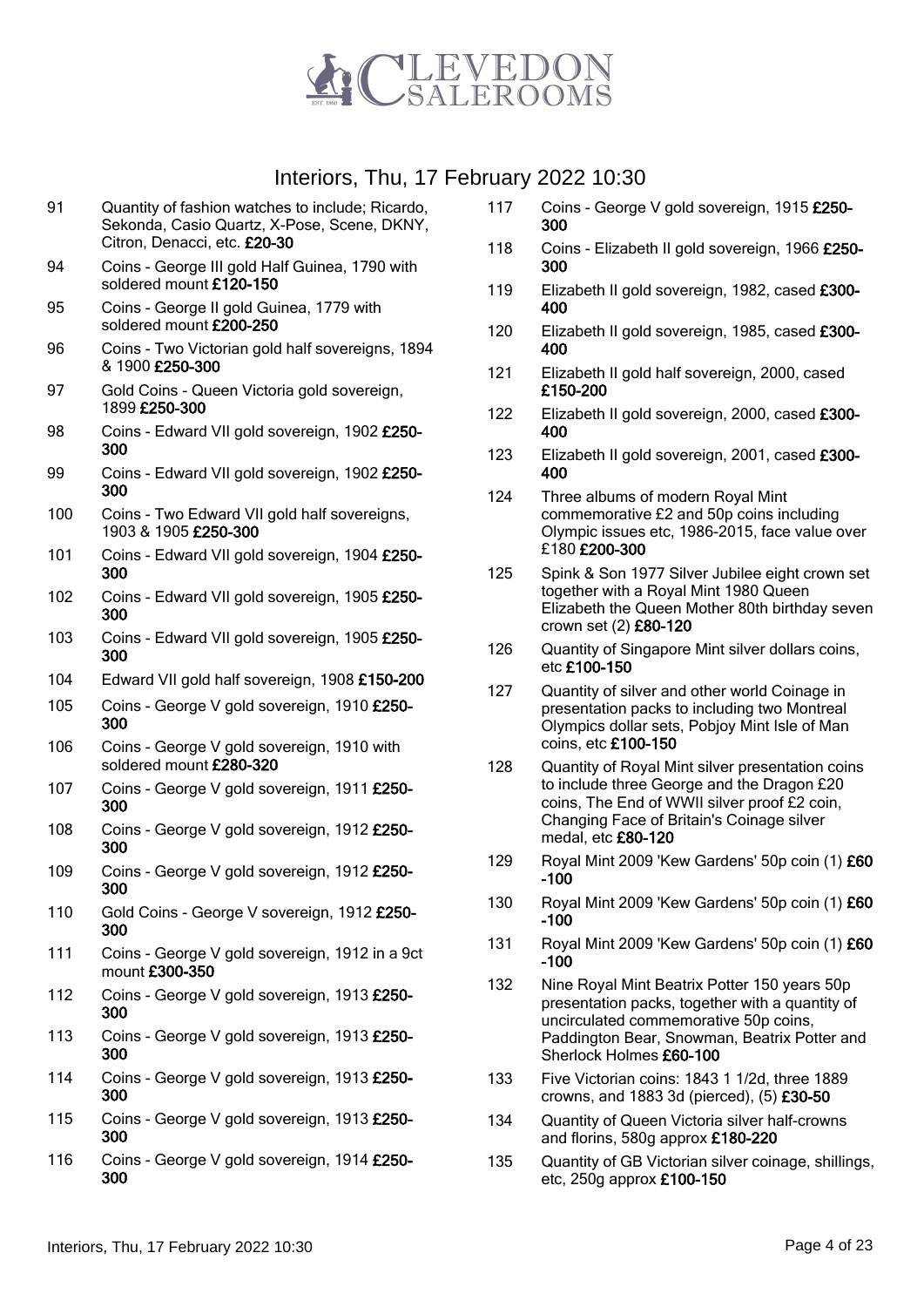91 Quantity of fashion watches to include; Ricardo, Sekonda, Casio Quartz, X-Pose, Scene, DKNY, Citron, Denacci, etc. **£20-30**

94 Coins - George III gold Half Guinea, 1790 with soldered mount **£120-150**

95 Coins - George II gold Guinea, 1779 with soldered mount **£200-250**

96 Coins - Two Victorian gold half sovereigns, 1894 & 1900 **£250-300**

97 Gold Coins - Queen Victoria gold sovereign, 1899 **£250-300**

98 Coins - Edward VII gold sovereign, 1902 **£250-300**

99 Coins - Edward VII gold sovereign, 1902 **£250-300**

100 Coins - Two Edward VII gold half sovereigns, 1903 & 1905 **£250-300**

101 Coins - Edward VII gold sovereign, 1904 **£250-300**

102 Coins - Edward VII gold sovereign, 1905 **£250-300**

103 Coins - Edward VII gold sovereign, 1905 **£250-300**

104 Edward VII gold half sovereign, 1908 **£150-200**

105 Coins - George V gold sovereign, 1910 **£250-300**

106 Coins - George V gold sovereign, 1910 with soldered mount **£280-320**

107 Coins - George V gold sovereign, 1911 **£250-300**

108 Coins - George V gold sovereign, 1912 **£250-300**

109 Coins - George V gold sovereign, 1912 **£250-300**

110 Gold Coins - George V sovereign, 1912 **£250-300**

111 Coins - George V gold sovereign, 1912 in a 9ct mount **£300-350**

112 Coins - George V gold sovereign, 1913 **£250-300**

113 Coins - George V gold sovereign, 1913 **£250-300**

114 Coins - George V gold sovereign, 1913 **£250-300**

115 Coins - George V gold sovereign, 1913 **£250-300**

116 Coins - George V gold sovereign, 1914 **£250-300**

117 Coins - George V gold sovereign, 1915 **£250-300**

118 Coins - Elizabeth II gold sovereign, 1966 **£250-300**

119 Elizabeth II gold sovereign, 1982, cased **£300-400**

120 Elizabeth II gold sovereign, 1985, cased **£300-400**

121 Elizabeth II gold half sovereign, 2000, cased **£150-200**

122 Elizabeth II gold sovereign, 2000, cased **£300-400**

123 Elizabeth II gold sovereign, 2001, cased **£300-400**

124 Three albums of modern Royal Mint commemorative £2 and 50p coins including Olympic issues etc, 1986-2015, face value over £180 **£200-300**

125 Spink & Son 1977 Silver Jubilee eight crown set together with a Royal Mint 1980 Queen Elizabeth the Queen Mother 80th birthday seven crown set (2) **£80-120**

126 Quantity of Singapore Mint silver dollars coins, etc **£100-150**

127 Quantity of silver and other world Coinage in presentation packs to including two Montreal Olympics dollar sets, Pobjoy Mint Isle of Man coins, etc **£100-150**

128 Quantity of Royal Mint silver presentation coins to include three George and the Dragon £20 coins, The End of WWII silver proof £2 coin, Changing Face of Britain's Coinage silver medal, etc **£80-120**

129 Royal Mint 2009 'Kew Gardens' 50p coin (1) **£60-100**

130 Royal Mint 2009 'Kew Gardens' 50p coin (1) **£60-100**

131 Royal Mint 2009 'Kew Gardens' 50p coin (1) **£60-100**

132 Nine Royal Mint Beatrix Potter 150 years 50p presentation packs, together with a quantity of uncirculated commemorative 50p coins, Paddington Bear, Snowman, Beatrix Potter and Sherlock Holmes **£60-100**

133 Five Victorian coins: 1843 1 1/2d, three 1889 crowns, and 1883 3d (pierced), (5) **£30-50**

134 Quantity of Queen Victoria silver half-crowns and florins, 580g approx **£180-220**

135 Quantity of GB Victorian silver coinage, shillings, etc, 250g approx **£100-150**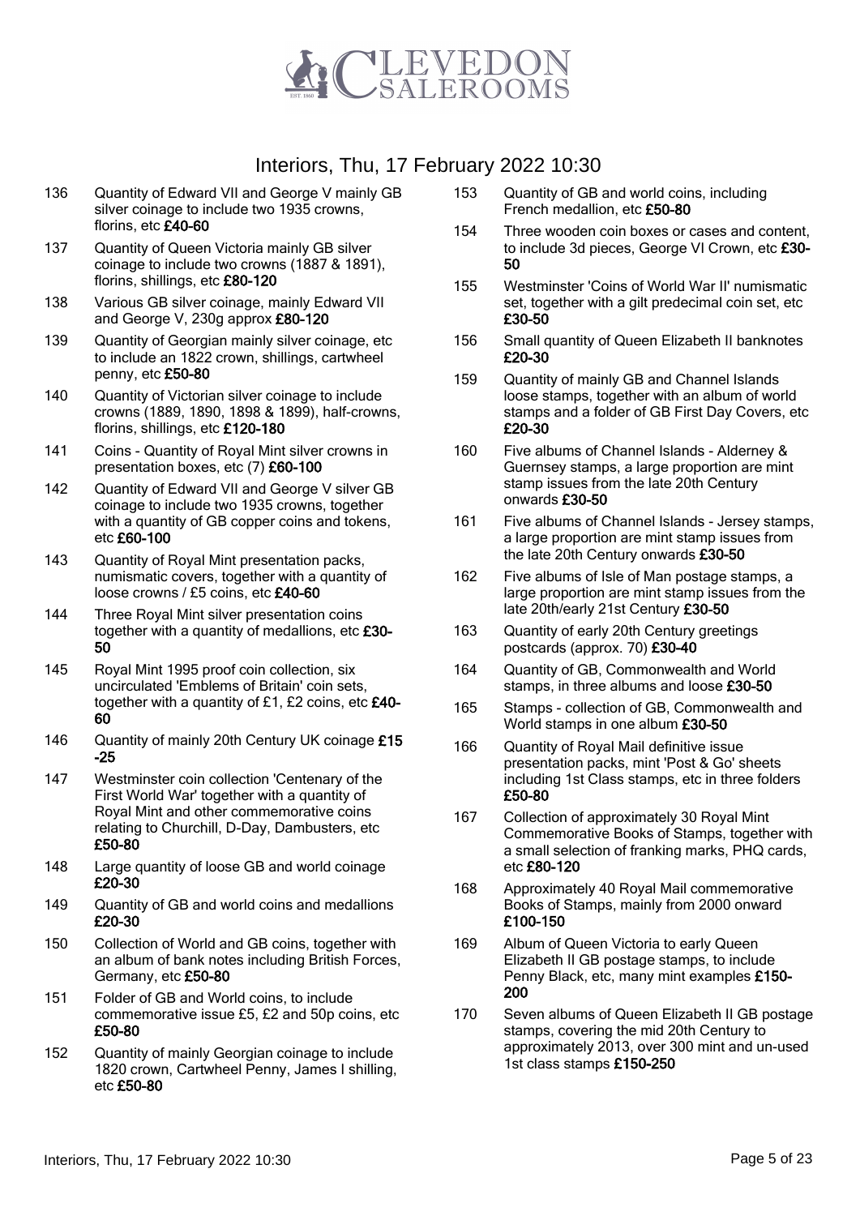# Interiors, Thu, 17 February 2022 10:30

136 Quantity of Edward VII and George V mainly GB silver coinage to include two 1935 crowns, florins, etc **£40-60**

137 Quantity of Queen Victoria mainly GB silver coinage to include two crowns (1887 & 1891), florins, shillings, etc **£80-120**

138 Various GB silver coinage, mainly Edward VII and George V, 230g approx **£80-120**

139 Quantity of Georgian mainly silver coinage, etc to include an 1822 crown, shillings, cartwheel penny, etc **£50-80**

140 Quantity of Victorian silver coinage to include crowns (1889, 1890, 1898 & 1899), half-crowns, florins, shillings, etc **£120-180**

141 Coins - Quantity of Royal Mint silver crowns in presentation boxes, etc (7) **£60-100**

142 Quantity of Edward VII and George V silver GB coinage to include two 1935 crowns, together with a quantity of GB copper coins and tokens, etc **£60-100**

143 Quantity of Royal Mint presentation packs, numismatic covers, together with a quantity of loose crowns / £5 coins, etc **£40-60**

144 Three Royal Mint silver presentation coins together with a quantity of medallions, etc **£30-50**

145 Royal Mint 1995 proof coin collection, six uncirculated 'Emblems of Britain' coin sets, together with a quantity of £1, £2 coins, etc **£40-60**

146 Quantity of mainly 20th Century UK coinage **£15-25**

147 Westminster coin collection 'Centenary of the First World War' together with a quantity of Royal Mint and other commemorative coins relating to Churchill, D-Day, Dambusters, etc **£50-80**

148 Large quantity of loose GB and world coinage **£20-30**

149 Quantity of GB and world coins and medallions **£20-30**

150 Collection of World and GB coins, together with an album of bank notes including British Forces, Germany, etc **£50-80**

151 Folder of GB and World coins, to include commemorative issue £5, £2 and 50p coins, etc **£50-80**

152 Quantity of mainly Georgian coinage to include 1820 crown, Cartwheel Penny, James I shilling, etc **£50-80**

153 Quantity of GB and world coins, including French medallion, etc **£50-80**

154 Three wooden coin boxes or cases and content, to include 3d pieces, George VI Crown, etc **£30-50**

155 Westminster 'Coins of World War II' numismatic set, together with a gilt predecimal coin set, etc **£30-50**

156 Small quantity of Queen Elizabeth II banknotes **£20-30**

159 Quantity of mainly GB and Channel Islands loose stamps, together with an album of world stamps and a folder of GB First Day Covers, etc **£20-30**

160 Five albums of Channel Islands - Alderney & Guernsey stamps, a large proportion are mint stamp issues from the late 20th Century onwards **£30-50**

161 Five albums of Channel Islands - Jersey stamps, a large proportion are mint stamp issues from the late 20th Century onwards **£30-50**

162 Five albums of Isle of Man postage stamps, a large proportion are mint stamp issues from the late 20th/early 21st Century **£30-50**

163 Quantity of early 20th Century greetings postcards (approx. 70) **£30-40**

164 Quantity of GB, Commonwealth and World stamps, in three albums and loose **£30-50**

165 Stamps - collection of GB, Commonwealth and World stamps in one album **£30-50**

166 Quantity of Royal Mail definitive issue presentation packs, mint 'Post & Go' sheets including 1st Class stamps, etc in three folders **£50-80**

167 Collection of approximately 30 Royal Mint Commemorative Books of Stamps, together with a small selection of franking marks, PHQ cards, etc **£80-120**

168 Approximately 40 Royal Mail commemorative Books of Stamps, mainly from 2000 onward **£100-150**

169 Album of Queen Victoria to early Queen Elizabeth II GB postage stamps, to include Penny Black, etc, many mint examples **£150-200**

170 Seven albums of Queen Elizabeth II GB postage stamps, covering the mid 20th Century to approximately 2013, over 300 mint and un-used 1st class stamps **£150-250**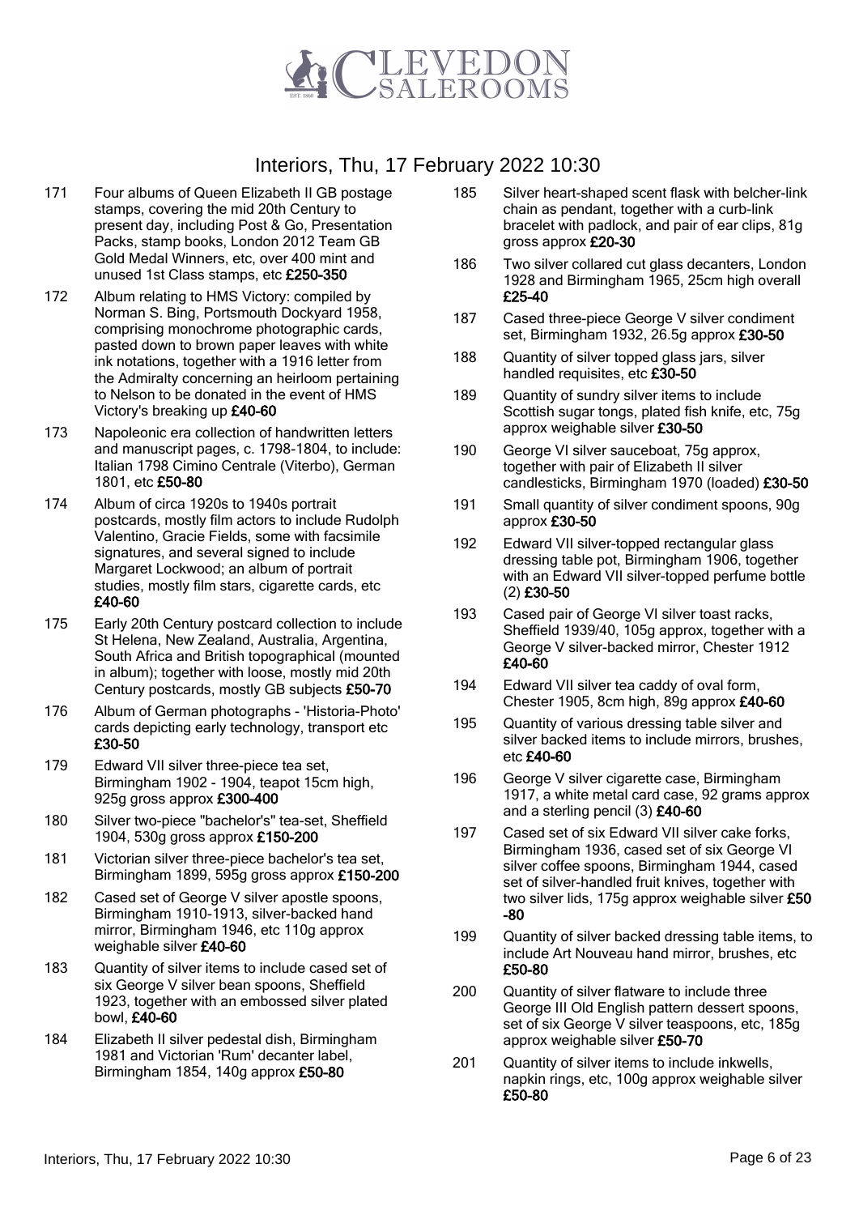# Interiors, Thu, 17 February 2022 10:30

171 Four albums of Queen Elizabeth II GB postage stamps, covering the mid 20th Century to present day, including Post & Go, Presentation Packs, stamp books, London 2012 Team GB Gold Medal Winners, etc, over 400 mint and unused 1st Class stamps, etc **£250-350**

172 Album relating to HMS Victory: compiled by Norman S. Bing, Portsmouth Dockyard 1958, comprising monochrome photographic cards, pasted down to brown paper leaves with white ink notations, together with a 1916 letter from the Admiralty concerning an heirloom pertaining to Nelson to be donated in the event of HMS Victory's breaking up **£40-60**

173 Napoleonic era collection of handwritten letters and manuscript pages, c. 1798-1804, to include: Italian 1798 Cimino Centrale (Viterbo), German 1801, etc **£50-80**

174 Album of circa 1920s to 1940s portrait postcards, mostly film actors to include Rudolph Valentino, Gracie Fields, some with facsimile signatures, and several signed to include Margaret Lockwood; an album of portrait studies, mostly film stars, cigarette cards, etc **£40-60**

175 Early 20th Century postcard collection to include St Helena, New Zealand, Australia, Argentina, South Africa and British topographical (mounted in album); together with loose, mostly mid 20th Century postcards, mostly GB subjects **£50-70**

176 Album of German photographs - 'Historia-Photo' cards depicting early technology, transport etc **£30-50**

179 Edward VII silver three-piece tea set, Birmingham 1902 - 1904, teapot 15cm high, 925g gross approx **£300-400**

180 Silver two-piece "bachelor's" tea-set, Sheffield 1904, 530g gross approx **£150-200**

181 Victorian silver three-piece bachelor's tea set, Birmingham 1899, 595g gross approx **£150-200**

182 Cased set of George V silver apostle spoons, Birmingham 1910-1913, silver-backed hand mirror, Birmingham 1946, etc 110g approx weighable silver **£40-60**

183 Quantity of silver items to include cased set of six George V silver bean spoons, Sheffield 1923, together with an embossed silver plated bowl, **£40-60**

184 Elizabeth II silver pedestal dish, Birmingham 1981 and Victorian 'Rum' decanter label, Birmingham 1854, 140g approx **£50-80**

185 Silver heart-shaped scent flask with belcher-link chain as pendant, together with a curb-link bracelet with padlock, and pair of ear clips, 81g gross approx **£20-30**

186 Two silver collared cut glass decanters, London 1928 and Birmingham 1965, 25cm high overall **£25-40**

187 Cased three-piece George V silver condiment set, Birmingham 1932, 26.5g approx **£30-50**

188 Quantity of silver topped glass jars, silver handled requisites, etc **£30-50**

189 Quantity of sundry silver items to include Scottish sugar tongs, plated fish knife, etc, 75g approx weighable silver **£30-50**

190 George VI silver sauceboat, 75g approx, together with pair of Elizabeth II silver candlesticks, Birmingham 1970 (loaded) **£30-50**

191 Small quantity of silver condiment spoons, 90g approx **£30-50**

192 Edward VII silver-topped rectangular glass dressing table pot, Birmingham 1906, together with an Edward VII silver-topped perfume bottle (2) **£30-50**

193 Cased pair of George VI silver toast racks, Sheffield 1939/40, 105g approx, together with a George V silver-backed mirror, Chester 1912 **£40-60**

194 Edward VII silver tea caddy of oval form, Chester 1905, 8cm high, 89g approx **£40-60**

195 Quantity of various dressing table silver and silver backed items to include mirrors, brushes, etc **£40-60**

196 George V silver cigarette case, Birmingham 1917, a white metal card case, 92 grams approx and a sterling pencil (3) **£40-60**

197 Cased set of six Edward VII silver cake forks, Birmingham 1936, cased set of six George VI silver coffee spoons, Birmingham 1944, cased set of silver-handled fruit knives, together with two silver lids, 175g approx weighable silver **£50-80**

199 Quantity of silver backed dressing table items, to include Art Nouveau hand mirror, brushes, etc **£50-80**

200 Quantity of silver flatware to include three George III Old English pattern dessert spoons, set of six George V silver teaspoons, etc, 185g approx weighable silver **£50-70**

201 Quantity of silver items to include inkwells, napkin rings, etc, 100g approx weighable silver **£50-80**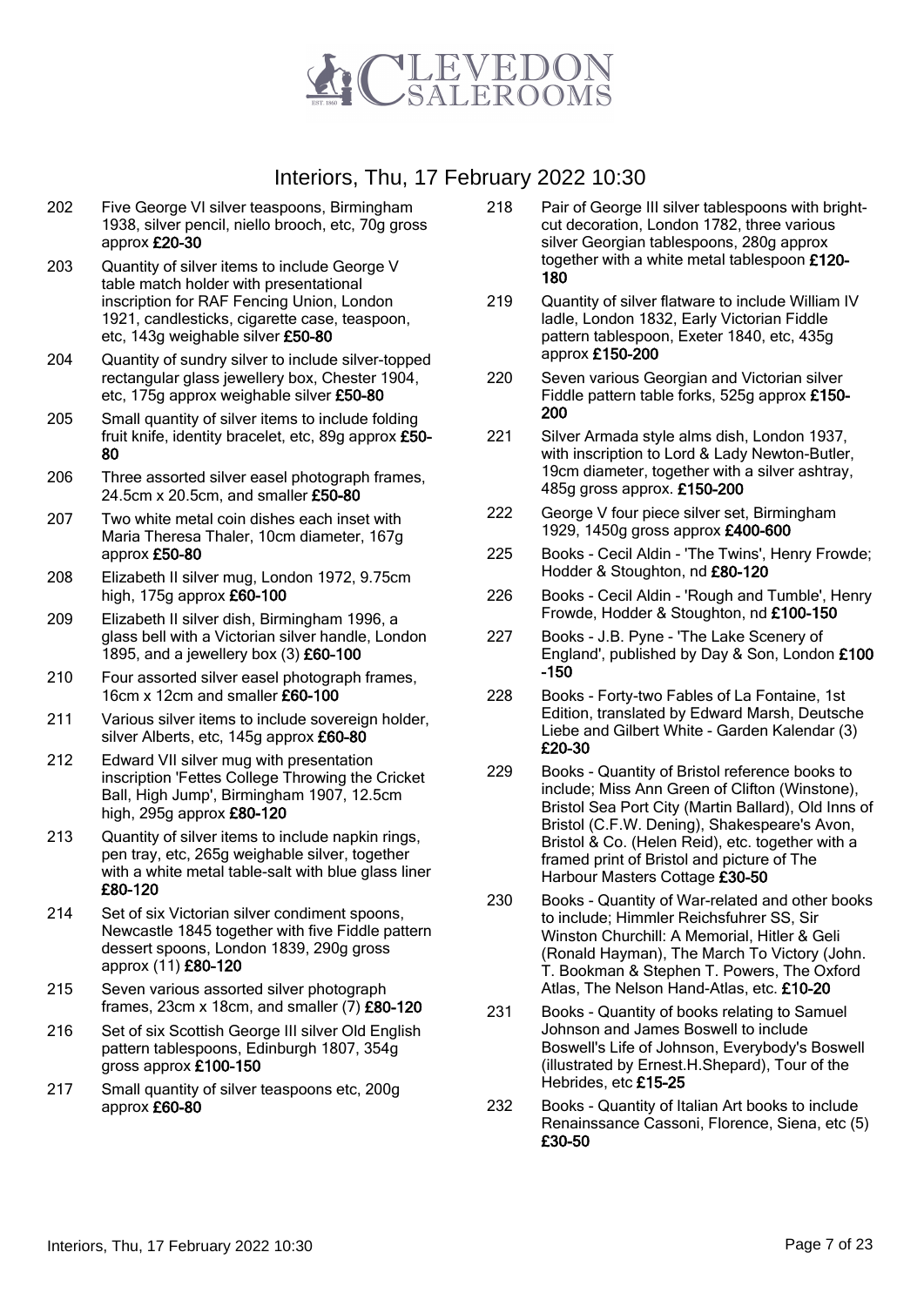# Interiors, Thu, 17 February 2022 10:30

202 Five George VI silver teaspoons, Birmingham 1938, silver pencil, niello brooch, etc, 70g gross approx **£20-30**

203 Quantity of silver items to include George V table match holder with presentational inscription for RAF Fencing Union, London 1921, candlesticks, cigarette case, teaspoon, etc, 143g weighable silver **£50-80**

204 Quantity of sundry silver to include silver-topped rectangular glass jewellery box, Chester 1904, etc, 175g approx weighable silver **£50-80**

205 Small quantity of silver items to include folding fruit knife, identity bracelet, etc, 89g approx **£50-80**

206 Three assorted silver easel photograph frames, 24.5cm x 20.5cm, and smaller **£50-80**

207 Two white metal coin dishes each inset with Maria Theresa Thaler, 10cm diameter, 167g approx **£50-80**

208 Elizabeth II silver mug, London 1972, 9.75cm high, 175g approx **£60-100**

209 Elizabeth II silver dish, Birmingham 1996, a glass bell with a Victorian silver handle, London 1895, and a jewellery box (3) **£60-100**

210 Four assorted silver easel photograph frames, 16cm x 12cm and smaller **£60-100**

211 Various silver items to include sovereign holder, silver Alberts, etc, 145g approx **£60-80**

212 Edward VII silver mug with presentation inscription 'Fettes College Throwing the Cricket Ball, High Jump', Birmingham 1907, 12.5cm high, 295g approx **£80-120**

213 Quantity of silver items to include napkin rings, pen tray, etc, 265g weighable silver, together with a white metal table-salt with blue glass liner **£80-120**

214 Set of six Victorian silver condiment spoons, Newcastle 1845 together with five Fiddle pattern dessert spoons, London 1839, 290g gross approx (11) **£80-120**

215 Seven various assorted silver photograph frames, 23cm x 18cm, and smaller (7) **£80-120**

216 Set of six Scottish George III silver Old English pattern tablespoons, Edinburgh 1807, 354g gross approx **£100-150**

217 Small quantity of silver teaspoons etc, 200g approx **£60-80**

218 Pair of George III silver tablespoons with bright-cut decoration, London 1782, three various silver Georgian tablespoons, 280g approx together with a white metal tablespoon **£120-180**

219 Quantity of silver flatware to include William IV ladle, London 1832, Early Victorian Fiddle pattern tablespoon, Exeter 1840, etc, 435g approx **£150-200**

220 Seven various Georgian and Victorian silver Fiddle pattern table forks, 525g approx **£150-200**

221 Silver Armada style alms dish, London 1937, with inscription to Lord & Lady Newton-Butler, 19cm diameter, together with a silver ashtray, 485g gross approx. **£150-200**

222 George V four piece silver set, Birmingham 1929, 1450g gross approx **£400-600**

225 Books - Cecil Aldin - 'The Twins', Henry Frowde; Hodder & Stoughton, nd **£80-120**

226 Books - Cecil Aldin - 'Rough and Tumble', Henry Frowde, Hodder & Stoughton, nd **£100-150**

227 Books - J.B. Pyne - 'The Lake Scenery of England', published by Day & Son, London **£100-150**

228 Books - Forty-two Fables of La Fontaine, 1st Edition, translated by Edward Marsh, Deutsche Liebe and Gilbert White - Garden Kalendar (3) **£20-30**

229 Books - Quantity of Bristol reference books to include; Miss Ann Green of Clifton (Winstone), Bristol Sea Port City (Martin Ballard), Old Inns of Bristol (C.F.W. Dening), Shakespeare's Avon, Bristol & Co. (Helen Reid), etc. together with a framed print of Bristol and picture of The Harbour Masters Cottage **£30-50**

230 Books - Quantity of War-related and other books to include; Himmler Reichsfuhrer SS, Sir Winston Churchill: A Memorial, Hitler & Geli (Ronald Hayman), The March To Victory (John. T. Bookman & Stephen T. Powers, The Oxford Atlas, The Nelson Hand-Atlas, etc. **£10-20**

231 Books - Quantity of books relating to Samuel Johnson and James Boswell to include Boswell's Life of Johnson, Everybody's Boswell (illustrated by Ernest.H.Shepard), Tour of the Hebrides, etc **£15-25**

232 Books - Quantity of Italian Art books to include Renainssance Cassoni, Florence, Siena, etc (5) **£30-50**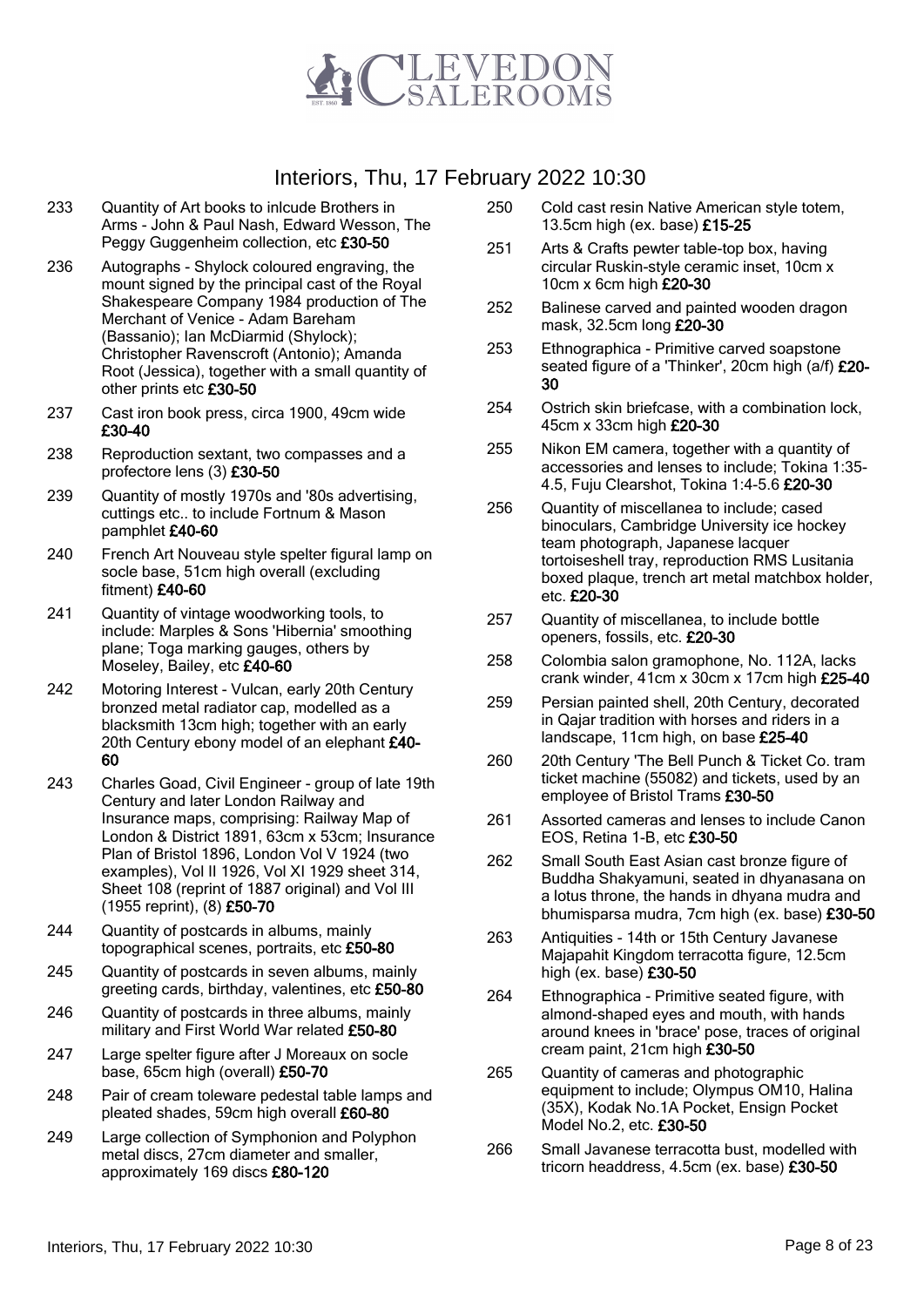# Interiors, Thu, 17 February 2022 10:30

233 Quantity of Art books to inlcude Brothers in Arms - John & Paul Nash, Edward Wesson, The Peggy Guggenheim collection, etc **£30-50**

236 Autographs - Shylock coloured engraving, the mount signed by the principal cast of the Royal Shakespeare Company 1984 production of The Merchant of Venice - Adam Bareham (Bassanio); Ian McDiarmid (Shylock); Christopher Ravenscroft (Antonio); Amanda Root (Jessica), together with a small quantity of other prints etc **£30-50**

237 Cast iron book press, circa 1900, 49cm wide **£30-40**

238 Reproduction sextant, two compasses and a profectore lens (3) **£30-50**

239 Quantity of mostly 1970s and '80s advertising, cuttings etc.. to include Fortnum & Mason pamphlet **£40-60**

240 French Art Nouveau style spelter figural lamp on socle base, 51cm high overall (excluding fitment) **£40-60**

241 Quantity of vintage woodworking tools, to include: Marples & Sons 'Hibernia' smoothing plane; Toga marking gauges, others by Moseley, Bailey, etc **£40-60**

242 Motoring Interest - Vulcan, early 20th Century bronzed metal radiator cap, modelled as a blacksmith 13cm high; together with an early 20th Century ebony model of an elephant **£40-60**

243 Charles Goad, Civil Engineer - group of late 19th Century and later London Railway and Insurance maps, comprising: Railway Map of London & District 1891, 63cm x 53cm; Insurance Plan of Bristol 1896, London Vol V 1924 (two examples), Vol II 1926, Vol XI 1929 sheet 314, Sheet 108 (reprint of 1887 original) and Vol III (1955 reprint), (8) **£50-70**

244 Quantity of postcards in albums, mainly topographical scenes, portraits, etc **£50-80**

245 Quantity of postcards in seven albums, mainly greeting cards, birthday, valentines, etc **£50-80**

246 Quantity of postcards in three albums, mainly military and First World War related **£50-80**

247 Large spelter figure after J Moreaux on socle base, 65cm high (overall) **£50-70**

248 Pair of cream toleware pedestal table lamps and pleated shades, 59cm high overall **£60-80**

249 Large collection of Symphonion and Polyphon metal discs, 27cm diameter and smaller, approximately 169 discs **£80-120**

250 Cold cast resin Native American style totem, 13.5cm high (ex. base) **£15-25**

251 Arts & Crafts pewter table-top box, having circular Ruskin-style ceramic inset, 10cm x 10cm x 6cm high **£20-30**

252 Balinese carved and painted wooden dragon mask, 32.5cm long **£20-30**

253 Ethnographica - Primitive carved soapstone seated figure of a 'Thinker', 20cm high (a/f) **£20-30**

254 Ostrich skin briefcase, with a combination lock, 45cm x 33cm high **£20-30**

255 Nikon EM camera, together with a quantity of accessories and lenses to include; Tokina 1:35-4.5, Fuju Clearshot, Tokina 1:4-5.6 **£20-30**

256 Quantity of miscellanea to include; cased binoculars, Cambridge University ice hockey team photograph, Japanese lacquer tortoiseshell tray, reproduction RMS Lusitania boxed plaque, trench art metal matchbox holder, etc. **£20-30**

257 Quantity of miscellanea, to include bottle openers, fossils, etc. **£20-30**

258 Colombia salon gramophone, No. 112A, lacks crank winder, 41cm x 30cm x 17cm high **£25-40**

259 Persian painted shell, 20th Century, decorated in Qajar tradition with horses and riders in a landscape, 11cm high, on base **£25-40**

260 20th Century 'The Bell Punch & Ticket Co. tram ticket machine (55082) and tickets, used by an employee of Bristol Trams **£30-50**

261 Assorted cameras and lenses to include Canon EOS, Retina 1-B, etc **£30-50**

262 Small South East Asian cast bronze figure of Buddha Shakyamuni, seated in dhyanasana on a lotus throne, the hands in dhyana mudra and bhumisparsa mudra, 7cm high (ex. base) **£30-50**

263 Antiquities - 14th or 15th Century Javanese Majapahit Kingdom terracotta figure, 12.5cm high (ex. base) **£30-50**

264 Ethnographica - Primitive seated figure, with almond-shaped eyes and mouth, with hands around knees in 'brace' pose, traces of original cream paint, 21cm high **£30-50**

265 Quantity of cameras and photographic equipment to include; Olympus OM10, Halina (35X), Kodak No.1A Pocket, Ensign Pocket Model No.2, etc. **£30-50**

266 Small Javanese terracotta bust, modelled with tricorn headdress, 4.5cm (ex. base) **£30-50**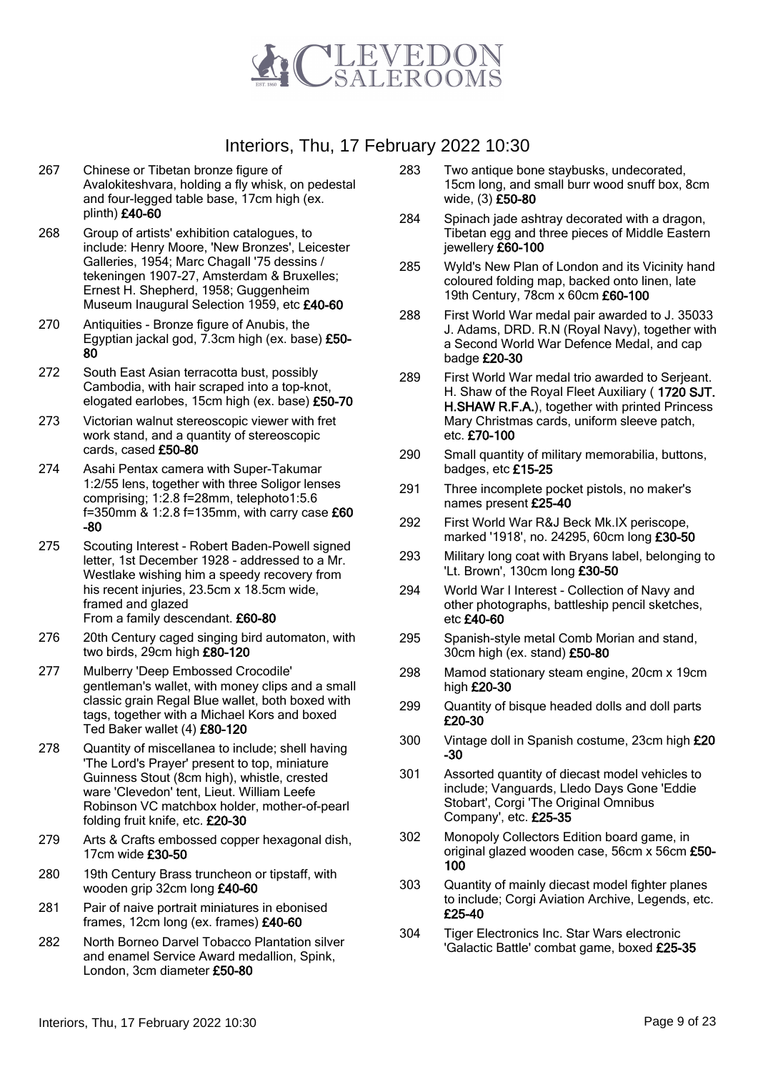# Interiors, Thu, 17 February 2022 10:30

267 Chinese or Tibetan bronze figure of Avalokiteshvara, holding a fly whisk, on pedestal and four-legged table base, 17cm high (ex. plinth) **£40-60**

268 Group of artists' exhibition catalogues, to include: Henry Moore, 'New Bronzes', Leicester Galleries, 1954; Marc Chagall '75 dessins / tekeningen 1907-27, Amsterdam & Bruxelles; Ernest H. Shepherd, 1958; Guggenheim Museum Inaugural Selection 1959, etc **£40-60**

270 Antiquities - Bronze figure of Anubis, the Egyptian jackal god, 7.3cm high (ex. base) **£50-80**

272 South East Asian terracotta bust, possibly Cambodia, with hair scraped into a top-knot, elogated earlobes, 15cm high (ex. base) **£50-70**

273 Victorian walnut stereoscopic viewer with fret work stand, and a quantity of stereoscopic cards, cased **£50-80**

274 Asahi Pentax camera with Super-Takumar 1:2/55 lens, together with three Soligor lenses comprising; 1:2.8 f=28mm, telephoto1:5.6 f=350mm & 1:2.8 f=135mm, with carry case **£60-80**

275 Scouting Interest - Robert Baden-Powell signed letter, 1st December 1928 - addressed to a Mr. Westlake wishing him a speedy recovery from his recent injuries, 23.5cm x 18.5cm wide, framed and glazed
From a family descendant. **£60-80**

276 20th Century caged singing bird automaton, with two birds, 29cm high **£80-120**

277 Mulberry 'Deep Embossed Crocodile' gentleman's wallet, with money clips and a small classic grain Regal Blue wallet, both boxed with tags, together with a Michael Kors and boxed Ted Baker wallet (4) **£80-120**

278 Quantity of miscellanea to include; shell having 'The Lord's Prayer' present to top, miniature Guinness Stout (8cm high), whistle, crested ware 'Clevedon' tent, Lieut. William Leefe Robinson VC matchbox holder, mother-of-pearl folding fruit knife, etc. **£20-30**

279 Arts & Crafts embossed copper hexagonal dish, 17cm wide **£30-50**

280 19th Century Brass truncheon or tipstaff, with wooden grip 32cm long **£40-60**

281 Pair of naive portrait miniatures in ebonised frames, 12cm long (ex. frames) **£40-60**

282 North Borneo Darvel Tobacco Plantation silver and enamel Service Award medallion, Spink, London, 3cm diameter **£50-80**

283 Two antique bone staybusks, undecorated, 15cm long, and small burr wood snuff box, 8cm wide, (3) **£50-80**

284 Spinach jade ashtray decorated with a dragon, Tibetan egg and three pieces of Middle Eastern jewellery **£60-100**

285 Wyld's New Plan of London and its Vicinity hand coloured folding map, backed onto linen, late 19th Century, 78cm x 60cm **£60-100**

288 First World War medal pair awarded to J. 35033 J. Adams, DRD. R.N (Royal Navy), together with a Second World War Defence Medal, and cap badge **£20-30**

289 First World War medal trio awarded to Serjeant. H. Shaw of the Royal Fleet Auxiliary ( **1720 SJT. H.SHAW R.F.A.**), together with printed Princess Mary Christmas cards, uniform sleeve patch, etc. **£70-100**

290 Small quantity of military memorabilia, buttons, badges, etc **£15-25**

291 Three incomplete pocket pistols, no maker's names present **£25-40**

292 First World War R&J Beck Mk.IX periscope, marked '1918', no. 24295, 60cm long **£30-50**

293 Military long coat with Bryans label, belonging to 'Lt. Brown', 130cm long **£30-50**

294 World War I Interest - Collection of Navy and other photographs, battleship pencil sketches, etc **£40-60**

295 Spanish-style metal Comb Morian and stand, 30cm high (ex. stand) **£50-80**

298 Mamod stationary steam engine, 20cm x 19cm high **£20-30**

299 Quantity of bisque headed dolls and doll parts **£20-30**

300 Vintage doll in Spanish costume, 23cm high **£20-30**

301 Assorted quantity of diecast model vehicles to include; Vanguards, Lledo Days Gone 'Eddie Stobart', Corgi 'The Original Omnibus Company', etc. **£25-35**

302 Monopoly Collectors Edition board game, in original glazed wooden case, 56cm x 56cm **£50-100**

303 Quantity of mainly diecast model fighter planes to include; Corgi Aviation Archive, Legends, etc. **£25-40**

304 Tiger Electronics Inc. Star Wars electronic 'Galactic Battle' combat game, boxed **£25-35**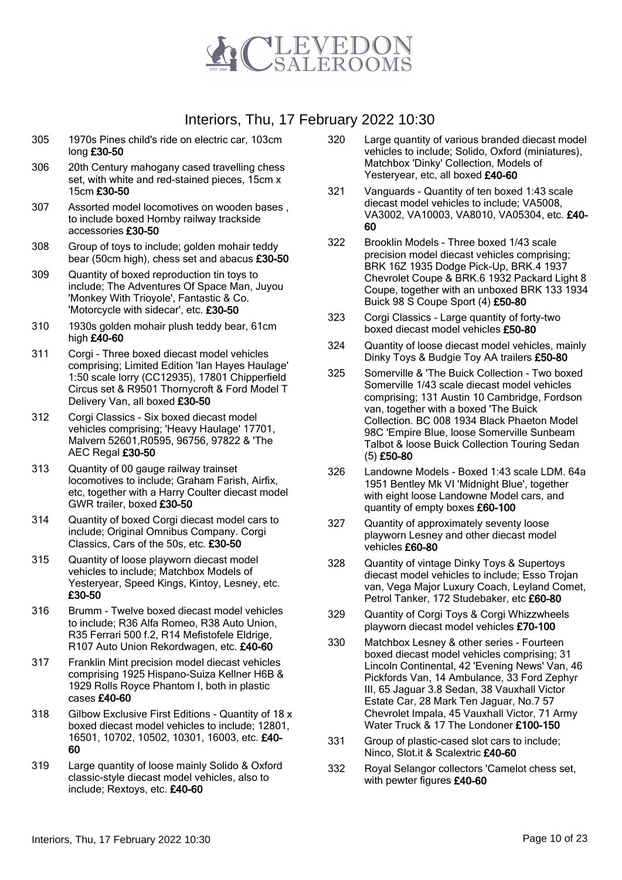# Interiors, Thu, 17 February 2022 10:30

305 1970s Pines child's ride on electric car, 103cm long **£30-50**

306 20th Century mahogany cased travelling chess set, with white and red-stained pieces, 15cm x 15cm **£30-50**

307 Assorted model locomotives on wooden bases , to include boxed Hornby railway trackside accessories **£30-50**

308 Group of toys to include; golden mohair teddy bear (50cm high), chess set and abacus **£30-50**

309 Quantity of boxed reproduction tin toys to include; The Adventures Of Space Man, Juyou 'Monkey With Trioyole', Fantastic & Co. 'Motorcycle with sidecar', etc. **£30-50**

310 1930s golden mohair plush teddy bear, 61cm high **£40-60**

311 Corgi - Three boxed diecast model vehicles comprising; Limited Edition 'Ian Hayes Haulage' 1:50 scale lorry (CC12935), 17801 Chipperfield Circus set & R9501 Thornycroft & Ford Model T Delivery Van, all boxed **£30-50**

312 Corgi Classics - Six boxed diecast model vehicles comprising; 'Heavy Haulage' 17701, Malvern 52601,R0595, 96756, 97822 & 'The AEC Regal **£30-50**

313 Quantity of 00 gauge railway trainset locomotives to include; Graham Farish, Airfix, etc, together with a Harry Coulter diecast model GWR trailer, boxed **£30-50**

314 Quantity of boxed Corgi diecast model cars to include; Original Omnibus Company. Corgi Classics, Cars of the 50s, etc. **£30-50**

315 Quantity of loose playworn diecast model vehicles to include; Matchbox Models of Yesteryear, Speed Kings, Kintoy, Lesney, etc. **£30-50**

316 Brumm - Twelve boxed diecast model vehicles to include; R36 Alfa Romeo, R38 Auto Union, R35 Ferrari 500 f.2, R14 Mefistofele Eldrige, R107 Auto Union Rekordwagen, etc. **£40-60**

317 Franklin Mint precision model diecast vehicles comprising 1925 Hispano-Suiza Kellner H6B & 1929 Rolls Royce Phantom I, both in plastic cases **£40-60**

318 Gilbow Exclusive First Editions - Quantity of 18 x boxed diecast model vehicles to include; 12801, 16501, 10702, 10502, 10301, 16003, etc. **£40-60**

319 Large quantity of loose mainly Solido & Oxford classic-style diecast model vehicles, also to include; Rextoys, etc. **£40-60**

320 Large quantity of various branded diecast model vehicles to include; Solido, Oxford (miniatures), Matchbox 'Dinky' Collection, Models of Yesteryear, etc, all boxed **£40-60**

321 Vanguards - Quantity of ten boxed 1:43 scale diecast model vehicles to include; VA5008, VA3002, VA10003, VA8010, VA05304, etc. **£40-60**

322 Brooklin Models - Three boxed 1/43 scale precision model diecast vehicles comprising; BRK 16Z 1935 Dodge Pick-Up, BRK.4 1937 Chevrolet Coupe & BRK.6 1932 Packard Light 8 Coupe, together with an unboxed BRK 133 1934 Buick 98 S Coupe Sport (4) **£50-80**

323 Corgi Classics - Large quantity of forty-two boxed diecast model vehicles **£50-80**

324 Quantity of loose diecast model vehicles, mainly Dinky Toys & Budgie Toy AA trailers **£50-80**

325 Somerville & 'The Buick Collection - Two boxed Somerville 1/43 scale diecast model vehicles comprising; 131 Austin 10 Cambridge, Fordson van, together with a boxed 'The Buick Collection. BC 008 1934 Black Phaeton Model 98C 'Empire Blue, loose Somerville Sunbeam Talbot & loose Buick Collection Touring Sedan (5) **£50-80**

326 Landowne Models - Boxed 1:43 scale LDM. 64a 1951 Bentley Mk VI 'Midnight Blue', together with eight loose Landowne Model cars, and quantity of empty boxes **£60-100**

327 Quantity of approximately seventy loose playworn Lesney and other diecast model vehicles **£60-80**

328 Quantity of vintage Dinky Toys & Supertoys diecast model vehicles to include; Esso Trojan van, Vega Major Luxury Coach, Leyland Comet, Petrol Tanker, 172 Studebaker, etc **£60-80**

329 Quantity of Corgi Toys & Corgi Whizzwheels playworn diecast model vehicles **£70-100**

330 Matchbox Lesney & other series - Fourteen boxed diecast model vehicles comprising; 31 Lincoln Continental, 42 'Evening News' Van, 46 Pickfords Van, 14 Ambulance, 33 Ford Zephyr III, 65 Jaguar 3.8 Sedan, 38 Vauxhall Victor Estate Car, 28 Mark Ten Jaguar, No.7 57 Chevrolet Impala, 45 Vauxhall Victor, 71 Army Water Truck & 17 The Londoner **£100-150**

331 Group of plastic-cased slot cars to include; Ninco, Slot.it & Scalextric **£40-60**

332 Royal Selangor collectors 'Camelot chess set, with pewter figures **£40-60**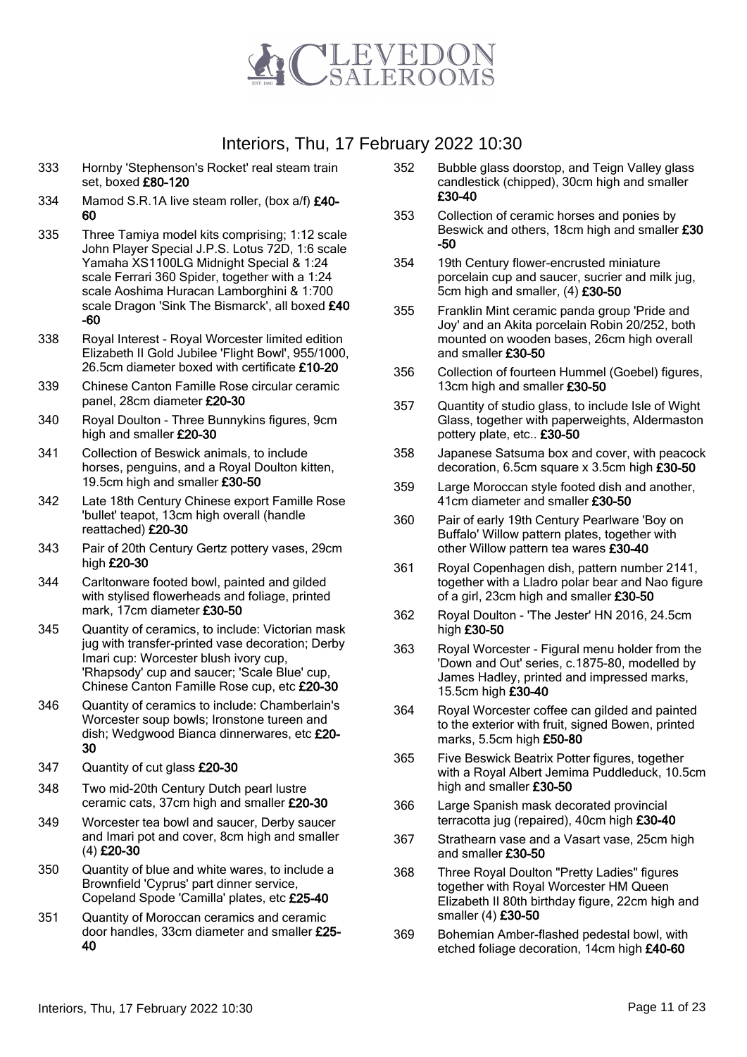# Interiors, Thu, 17 February 2022 10:30

333 Hornby 'Stephenson's Rocket' real steam train set, boxed **£80-120**

334 Mamod S.R.1A live steam roller, (box a/f) **£40-60**

335 Three Tamiya model kits comprising; 1:12 scale John Player Special J.P.S. Lotus 72D, 1:6 scale Yamaha XS1100LG Midnight Special & 1:24 scale Ferrari 360 Spider, together with a 1:24 scale Aoshima Huracan Lamborghini & 1:700 scale Dragon 'Sink The Bismarck', all boxed **£40-60**

338 Royal Interest - Royal Worcester limited edition Elizabeth II Gold Jubilee 'Flight Bowl', 955/1000, 26.5cm diameter boxed with certificate **£10-20**

339 Chinese Canton Famille Rose circular ceramic panel, 28cm diameter **£20-30**

340 Royal Doulton - Three Bunnykins figures, 9cm high and smaller **£20-30**

341 Collection of Beswick animals, to include horses, penguins, and a Royal Doulton kitten, 19.5cm high and smaller **£30-50**

342 Late 18th Century Chinese export Famille Rose 'bullet' teapot, 13cm high overall (handle reattached) **£20-30**

343 Pair of 20th Century Gertz pottery vases, 29cm high **£20-30**

344 Carltonware footed bowl, painted and gilded with stylised flowerheads and foliage, printed mark, 17cm diameter **£30-50**

345 Quantity of ceramics, to include: Victorian mask jug with transfer-printed vase decoration; Derby Imari cup: Worcester blush ivory cup, 'Rhapsody' cup and saucer; 'Scale Blue' cup, Chinese Canton Famille Rose cup, etc **£20-30**

346 Quantity of ceramics to include: Chamberlain's Worcester soup bowls; Ironstone tureen and dish; Wedgwood Bianca dinnerwares, etc **£20-30**

347 Quantity of cut glass **£20-30**

348 Two mid-20th Century Dutch pearl lustre ceramic cats, 37cm high and smaller **£20-30**

349 Worcester tea bowl and saucer, Derby saucer and Imari pot and cover, 8cm high and smaller (4) **£20-30**

350 Quantity of blue and white wares, to include a Brownfield 'Cyprus' part dinner service, Copeland Spode 'Camilla' plates, etc **£25-40**

351 Quantity of Moroccan ceramics and ceramic door handles, 33cm diameter and smaller **£25-40**

352 Bubble glass doorstop, and Teign Valley glass candlestick (chipped), 30cm high and smaller **£30-40**

353 Collection of ceramic horses and ponies by Beswick and others, 18cm high and smaller **£30-50**

354 19th Century flower-encrusted miniature porcelain cup and saucer, sucrier and milk jug, 5cm high and smaller, (4) **£30-50**

355 Franklin Mint ceramic panda group 'Pride and Joy' and an Akita porcelain Robin 20/252, both mounted on wooden bases, 26cm high overall and smaller **£30-50**

356 Collection of fourteen Hummel (Goebel) figures, 13cm high and smaller **£30-50**

357 Quantity of studio glass, to include Isle of Wight Glass, together with paperweights, Aldermaston pottery plate, etc.. **£30-50**

358 Japanese Satsuma box and cover, with peacock decoration, 6.5cm square x 3.5cm high **£30-50**

359 Large Moroccan style footed dish and another, 41cm diameter and smaller **£30-50**

360 Pair of early 19th Century Pearlware 'Boy on Buffalo' Willow pattern plates, together with other Willow pattern tea wares **£30-40**

361 Royal Copenhagen dish, pattern number 2141, together with a Lladro polar bear and Nao figure of a girl, 23cm high and smaller **£30-50**

362 Royal Doulton - 'The Jester' HN 2016, 24.5cm high **£30-50**

363 Royal Worcester - Figural menu holder from the 'Down and Out' series, c.1875-80, modelled by James Hadley, printed and impressed marks, 15.5cm high **£30-40**

364 Royal Worcester coffee can gilded and painted to the exterior with fruit, signed Bowen, printed marks, 5.5cm high **£50-80**

365 Five Beswick Beatrix Potter figures, together with a Royal Albert Jemima Puddleduck, 10.5cm high and smaller **£30-50**

366 Large Spanish mask decorated provincial terracotta jug (repaired), 40cm high **£30-40**

367 Strathearn vase and a Vasart vase, 25cm high and smaller **£30-50**

368 Three Royal Doulton "Pretty Ladies" figures together with Royal Worcester HM Queen Elizabeth II 80th birthday figure, 22cm high and smaller (4) **£30-50**

369 Bohemian Amber-flashed pedestal bowl, with etched foliage decoration, 14cm high **£40-60**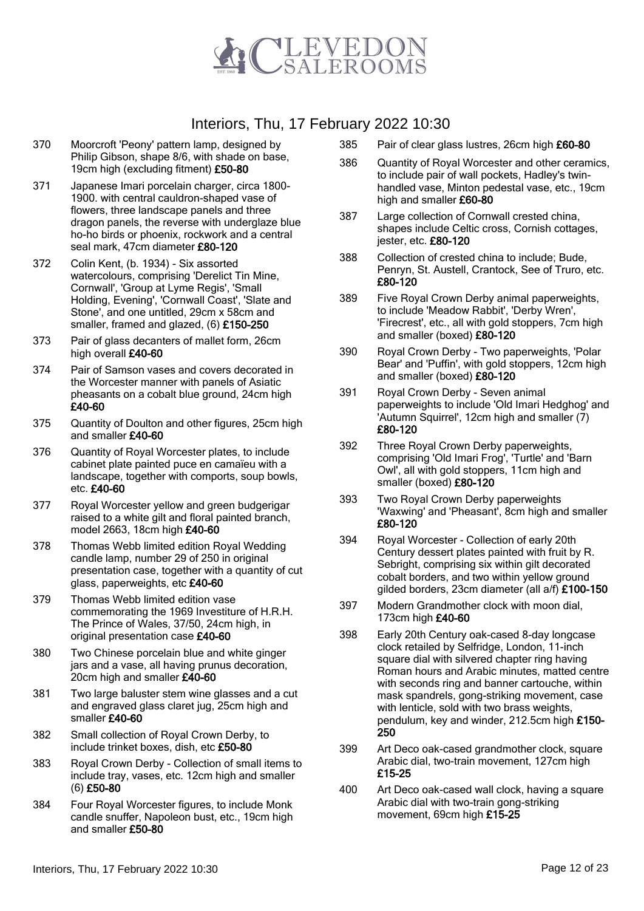# CLEVEDON SALEROOMS

## Interiors, Thu, 17 February 2022 10:30

370 Moorcroft 'Peony' pattern lamp, designed by Philip Gibson, shape 8/6, with shade on base, 19cm high (excluding fitment) **£50-80**

371 Japanese Imari porcelain charger, circa 1800-1900. with central cauldron-shaped vase of flowers, three landscape panels and three dragon panels, the reverse with underglaze blue ho-ho birds or phoenix, rockwork and a central seal mark, 47cm diameter **£80-120**

372 Colin Kent, (b. 1934) - Six assorted watercolours, comprising 'Derelict Tin Mine, Cornwall', 'Group at Lyme Regis', 'Small Holding, Evening', 'Cornwall Coast', 'Slate and Stone', and one untitled, 29cm x 58cm and smaller, framed and glazed, (6) **£150-250**

373 Pair of glass decanters of mallet form, 26cm high overall **£40-60**

374 Pair of Samson vases and covers decorated in the Worcester manner with panels of Asiatic pheasants on a cobalt blue ground, 24cm high **£40-60**

375 Quantity of Doulton and other figures, 25cm high and smaller **£40-60**

376 Quantity of Royal Worcester plates, to include cabinet plate painted puce en camaïeu with a landscape, together with comports, soup bowls, etc. **£40-60**

377 Royal Worcester yellow and green budgerigar raised to a white gilt and floral painted branch, model 2663, 18cm high **£40-60**

378 Thomas Webb limited edition Royal Wedding candle lamp, number 29 of 250 in original presentation case, together with a quantity of cut glass, paperweights, etc **£40-60**

379 Thomas Webb limited edition vase commemorating the 1969 Investiture of H.R.H. The Prince of Wales, 37/50, 24cm high, in original presentation case **£40-60**

380 Two Chinese porcelain blue and white ginger jars and a vase, all having prunus decoration, 20cm high and smaller **£40-60**

381 Two large baluster stem wine glasses and a cut and engraved glass claret jug, 25cm high and smaller **£40-60**

382 Small collection of Royal Crown Derby, to include trinket boxes, dish, etc **£50-80**

383 Royal Crown Derby - Collection of small items to include tray, vases, etc. 12cm high and smaller (6) **£50-80**

384 Four Royal Worcester figures, to include Monk candle snuffer, Napoleon bust, etc., 19cm high and smaller **£50-80**

385 Pair of clear glass lustres, 26cm high **£60-80**

386 Quantity of Royal Worcester and other ceramics, to include pair of wall pockets, Hadley's twin-handled vase, Minton pedestal vase, etc., 19cm high and smaller **£60-80**

387 Large collection of Cornwall crested china, shapes include Celtic cross, Cornish cottages, jester, etc. **£80-120**

388 Collection of crested china to include; Bude, Penryn, St. Austell, Crantock, See of Truro, etc. **£80-120**

389 Five Royal Crown Derby animal paperweights, to include 'Meadow Rabbit', 'Derby Wren', 'Firecrest', etc., all with gold stoppers, 7cm high and smaller (boxed) **£80-120**

390 Royal Crown Derby - Two paperweights, 'Polar Bear' and 'Puffin', with gold stoppers, 12cm high and smaller (boxed) **£80-120**

391 Royal Crown Derby - Seven animal paperweights to include 'Old Imari Hedghog' and 'Autumn Squirrel', 12cm high and smaller (7) **£80-120**

392 Three Royal Crown Derby paperweights, comprising 'Old Imari Frog', 'Turtle' and 'Barn Owl', all with gold stoppers, 11cm high and smaller (boxed) **£80-120**

393 Two Royal Crown Derby paperweights 'Waxwing' and 'Pheasant', 8cm high and smaller **£80-120**

394 Royal Worcester - Collection of early 20th Century dessert plates painted with fruit by R. Sebright, comprising six within gilt decorated cobalt borders, and two within yellow ground gilded borders, 23cm diameter (all a/f) **£100-150**

397 Modern Grandmother clock with moon dial, 173cm high **£40-60**

398 Early 20th Century oak-cased 8-day longcase clock retailed by Selfridge, London, 11-inch square dial with silvered chapter ring having Roman hours and Arabic minutes, matted centre with seconds ring and banner cartouche, within mask spandrels, gong-striking movement, case with lenticle, sold with two brass weights, pendulum, key and winder, 212.5cm high **£150-250**

399 Art Deco oak-cased grandmother clock, square Arabic dial, two-train movement, 127cm high **£15-25**

400 Art Deco oak-cased wall clock, having a square Arabic dial with two-train gong-striking movement, 69cm high **£15-25**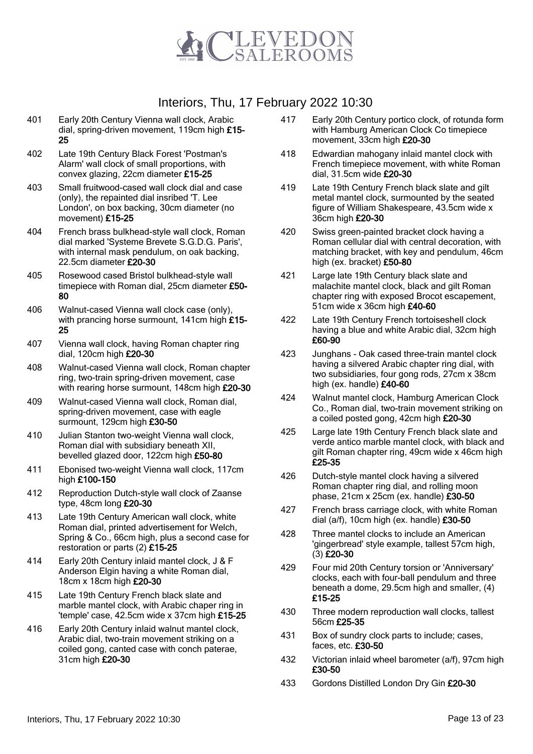# Interiors, Thu, 17 February 2022 10:30

401 Early 20th Century Vienna wall clock, Arabic dial, spring-driven movement, 119cm high **£15-25**

402 Late 19th Century Black Forest 'Postman's Alarm' wall clock of small proportions, with convex glazing, 22cm diameter **£15-25**

403 Small fruitwood-cased wall clock dial and case (only), the repainted dial insribed 'T. Lee London', on box backing, 30cm diameter (no movement) **£15-25**

404 French brass bulkhead-style wall clock, Roman dial marked 'Systeme Brevete S.G.D.G. Paris', with internal mask pendulum, on oak backing, 22.5cm diameter **£20-30**

405 Rosewood cased Bristol bulkhead-style wall timepiece with Roman dial, 25cm diameter **£50-80**

406 Walnut-cased Vienna wall clock case (only), with prancing horse surmount, 141cm high **£15-25**

407 Vienna wall clock, having Roman chapter ring dial, 120cm high **£20-30**

408 Walnut-cased Vienna wall clock, Roman chapter ring, two-train spring-driven movement, case with rearing horse surmount, 148cm high **£20-30**

409 Walnut-cased Vienna wall clock, Roman dial, spring-driven movement, case with eagle surmount, 129cm high **£30-50**

410 Julian Stanton two-weight Vienna wall clock, Roman dial with subsidiary beneath XII, bevelled glazed door, 122cm high **£50-80**

411 Ebonised two-weight Vienna wall clock, 117cm high **£100-150**

412 Reproduction Dutch-style wall clock of Zaanse type, 48cm long **£20-30**

413 Late 19th Century American wall clock, white Roman dial, printed advertisement for Welch, Spring & Co., 66cm high, plus a second case for restoration or parts (2) **£15-25**

414 Early 20th Century inlaid mantel clock, J & F Anderson Elgin having a white Roman dial, 18cm x 18cm high **£20-30**

415 Late 19th Century French black slate and marble mantel clock, with Arabic chaper ring in 'temple' case, 42.5cm wide x 37cm high **£15-25**

416 Early 20th Century inlaid walnut mantel clock, Arabic dial, two-train movement striking on a coiled gong, canted case with conch paterae, 31cm high **£20-30**

417 Early 20th Century portico clock, of rotunda form with Hamburg American Clock Co timepiece movement, 33cm high **£20-30**

418 Edwardian mahogany inlaid mantel clock with French timepiece movement, with white Roman dial, 31.5cm wide **£20-30**

419 Late 19th Century French black slate and gilt metal mantel clock, surmounted by the seated figure of William Shakespeare, 43.5cm wide x 36cm high **£20-30**

420 Swiss green-painted bracket clock having a Roman cellular dial with central decoration, with matching bracket, with key and pendulum, 46cm high (ex. bracket) **£50-80**

421 Large late 19th Century black slate and malachite mantel clock, black and gilt Roman chapter ring with exposed Brocot escapement, 51cm wide x 36cm high **£40-60**

422 Late 19th Century French tortoiseshell clock having a blue and white Arabic dial, 32cm high **£60-90**

423 Junghans - Oak cased three-train mantel clock having a silvered Arabic chapter ring dial, with two subsidiaries, four gong rods, 27cm x 38cm high (ex. handle) **£40-60**

424 Walnut mantel clock, Hamburg American Clock Co., Roman dial, two-train movement striking on a coiled posted gong, 42cm high **£20-30**

425 Large late 19th Century French black slate and verde antico marble mantel clock, with black and gilt Roman chapter ring, 49cm wide x 46cm high **£25-35**

426 Dutch-style mantel clock having a silvered Roman chapter ring dial, and rolling moon phase, 21cm x 25cm (ex. handle) **£30-50**

427 French brass carriage clock, with white Roman dial (a/f), 10cm high (ex. handle) **£30-50**

428 Three mantel clocks to include an American 'gingerbread' style example, tallest 57cm high, (3) **£20-30**

429 Four mid 20th Century torsion or 'Anniversary' clocks, each with four-ball pendulum and three beneath a dome, 29.5cm high and smaller, (4) **£15-25**

430 Three modern reproduction wall clocks, tallest 56cm **£25-35**

431 Box of sundry clock parts to include; cases, faces, etc. **£30-50**

432 Victorian inlaid wheel barometer (a/f), 97cm high **£30-50**

433 Gordons Distilled London Dry Gin **£20-30**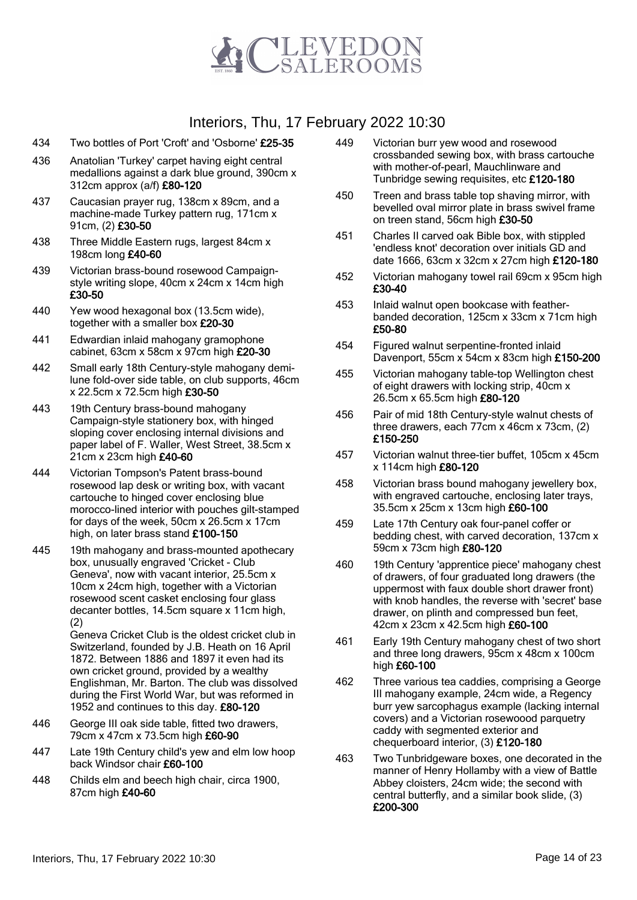# Interiors, Thu, 17 February 2022 10:30

434 Two bottles of Port 'Croft' and 'Osborne' **£25-35**

436 Anatolian 'Turkey' carpet having eight central medallions against a dark blue ground, 390cm x 312cm approx (a/f) **£80-120**

437 Caucasian prayer rug, 138cm x 89cm, and a machine-made Turkey pattern rug, 171cm x 91cm, (2) **£30-50**

438 Three Middle Eastern rugs, largest 84cm x 198cm long **£40-60**

439 Victorian brass-bound rosewood Campaign-style writing slope, 40cm x 24cm x 14cm high **£30-50**

440 Yew wood hexagonal box (13.5cm wide), together with a smaller box **£20-30**

441 Edwardian inlaid mahogany gramophone cabinet, 63cm x 58cm x 97cm high **£20-30**

442 Small early 18th Century-style mahogany demi-lune fold-over side table, on club supports, 46cm x 22.5cm x 72.5cm high **£30-50**

443 19th Century brass-bound mahogany Campaign-style stationery box, with hinged sloping cover enclosing internal divisions and paper label of F. Waller, West Street, 38.5cm x 21cm x 23cm high **£40-60**

444 Victorian Tompson's Patent brass-bound rosewood lap desk or writing box, with vacant cartouche to hinged cover enclosing blue morocco-lined interior with pouches gilt-stamped for days of the week, 50cm x 26.5cm x 17cm high, on later brass stand **£100-150**

445 19th mahogany and brass-mounted apothecary box, unusually engraved 'Cricket - Club Geneva', now with vacant interior, 25.5cm x 10cm x 24cm high, together with a Victorian rosewood scent casket enclosing four glass decanter bottles, 14.5cm square x 11cm high, (2)
Geneva Cricket Club is the oldest cricket club in Switzerland, founded by J.B. Heath on 16 April 1872. Between 1886 and 1897 it even had its own cricket ground, provided by a wealthy Englishman, Mr. Barton. The club was dissolved during the First World War, but was reformed in 1952 and continues to this day. **£80-120**

446 George III oak side table, fitted two drawers, 79cm x 47cm x 73.5cm high **£60-90**

447 Late 19th Century child's yew and elm low hoop back Windsor chair **£60-100**

448 Childs elm and beech high chair, circa 1900, 87cm high **£40-60**

449 Victorian burr yew wood and rosewood crossbanded sewing box, with brass cartouche with mother-of-pearl, Mauchlinware and Tunbridge sewing requisites, etc **£120-180**

450 Treen and brass table top shaving mirror, with bevelled oval mirror plate in brass swivel frame on treen stand, 56cm high **£30-50**

451 Charles II carved oak Bible box, with stippled 'endless knot' decoration over initials GD and date 1666, 63cm x 32cm x 27cm high **£120-180**

452 Victorian mahogany towel rail 69cm x 95cm high **£30-40**

453 Inlaid walnut open bookcase with feather-banded decoration, 125cm x 33cm x 71cm high **£50-80**

454 Figured walnut serpentine-fronted inlaid Davenport, 55cm x 54cm x 83cm high **£150-200**

455 Victorian mahogany table-top Wellington chest of eight drawers with locking strip, 40cm x 26.5cm x 65.5cm high **£80-120**

456 Pair of mid 18th Century-style walnut chests of three drawers, each 77cm x 46cm x 73cm, (2) **£150-250**

457 Victorian walnut three-tier buffet, 105cm x 45cm x 114cm high **£80-120**

458 Victorian brass bound mahogany jewellery box, with engraved cartouche, enclosing later trays, 35.5cm x 25cm x 13cm high **£60-100**

459 Late 17th Century oak four-panel coffer or bedding chest, with carved decoration, 137cm x 59cm x 73cm high **£80-120**

460 19th Century 'apprentice piece' mahogany chest of drawers, of four graduated long drawers (the uppermost with faux double short drawer front) with knob handles, the reverse with 'secret' base drawer, on plinth and compressed bun feet, 42cm x 23cm x 42.5cm high **£60-100**

461 Early 19th Century mahogany chest of two short and three long drawers, 95cm x 48cm x 100cm high **£60-100**

462 Three various tea caddies, comprising a George III mahogany example, 24cm wide, a Regency burr yew sarcophagus example (lacking internal covers) and a Victorian rosewoood parquetry caddy with segmented exterior and chequerboard interior, (3) **£120-180**

463 Two Tunbridgeware boxes, one decorated in the manner of Henry Hollamby with a view of Battle Abbey cloisters, 24cm wide; the second with central butterfly, and a similar book slide, (3) **£200-300**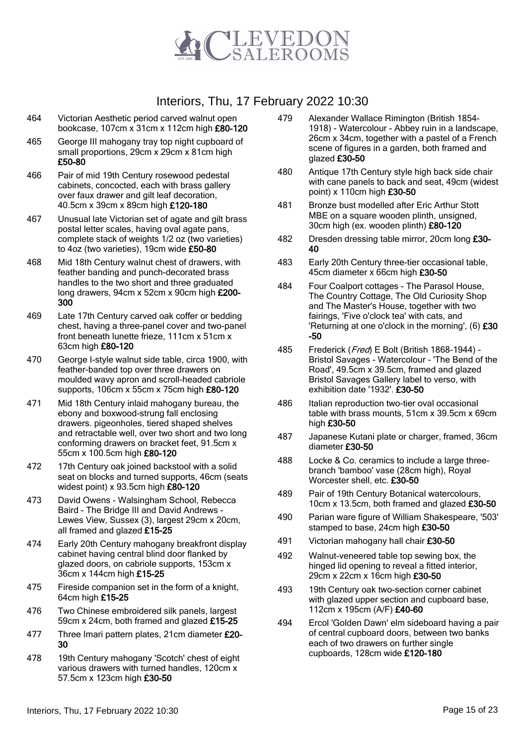# Interiors, Thu, 17 February 2022 10:30

464 Victorian Aesthetic period carved walnut open bookcase, 107cm x 31cm x 112cm high **£80-120**

465 George III mahogany tray top night cupboard of small proportions, 29cm x 29cm x 81cm high **£50-80**

466 Pair of mid 19th Century rosewood pedestal cabinets, concocted, each with brass gallery over faux drawer and gilt leaf decoration, 40.5cm x 39cm x 89cm high **£120-180**

467 Unusual late Victorian set of agate and gilt brass postal letter scales, having oval agate pans, complete stack of weights 1/2 oz (two varieties) to 4oz (two varieties), 19cm wide **£50-80**

468 Mid 18th Century walnut chest of drawers, with feather banding and punch-decorated brass handles to the two short and three graduated long drawers, 94cm x 52cm x 90cm high **£200-300**

469 Late 17th Century carved oak coffer or bedding chest, having a three-panel cover and two-panel front beneath lunette frieze, 111cm x 51cm x 63cm high **£80-120**

470 George I-style walnut side table, circa 1900, with feather-banded top over three drawers on moulded wavy apron and scroll-headed cabriole supports, 106cm x 55cm x 75cm high **£80-120**

471 Mid 18th Century inlaid mahogany bureau, the ebony and boxwood-strung fall enclosing drawers. pigeonholes, tiered shaped shelves and retractable well, over two short and two long conforming drawers on bracket feet, 91.5cm x 55cm x 100.5cm high **£80-120**

472 17th Century oak joined backstool with a solid seat on blocks and turned supports, 46cm (seats widest point) x 93.5cm high **£80-120**

473 David Owens - Walsingham School, Rebecca Baird - The Bridge III and David Andrews - Lewes View, Sussex (3), largest 29cm x 20cm, all framed and glazed **£15-25**

474 Early 20th Century mahogany breakfront display cabinet having central blind door flanked by glazed doors, on cabriole supports, 153cm x 36cm x 144cm high **£15-25**

475 Fireside companion set in the form of a knight, 64cm high **£15-25**

476 Two Chinese embroidered silk panels, largest 59cm x 24cm, both framed and glazed **£15-25**

477 Three Imari pattern plates, 21cm diameter **£20-30**

478 19th Century mahogany 'Scotch' chest of eight various drawers with turned handles, 120cm x 57.5cm x 123cm high **£30-50**

479 Alexander Wallace Rimington (British 1854-1918) - Watercolour - Abbey ruin in a landscape, 26cm x 34cm, together with a pastel of a French scene of figures in a garden, both framed and glazed **£30-50**

480 Antique 17th Century style high back side chair with cane panels to back and seat, 49cm (widest point) x 110cm high **£30-50**

481 Bronze bust modelled after Eric Arthur Stott MBE on a square wooden plinth, unsigned, 30cm high (ex. wooden plinth) **£80-120**

482 Dresden dressing table mirror, 20cm long **£30-40**

483 Early 20th Century three-tier occasional table, 45cm diameter x 66cm high **£30-50**

484 Four Coalport cottages - The Parasol House, The Country Cottage, The Old Curiosity Shop and The Master's House, together with two fairings, 'Five o'clock tea' with cats, and 'Returning at one o'clock in the morning', (6) **£30-50**

485 Frederick (*Fred*) E Bolt (British 1868-1944) - Bristol Savages - Watercolour - 'The Bend of the Road', 49.5cm x 39.5cm, framed and glazed Bristol Savages Gallery label to verso, with exhibition date '1932'. **£30-50**

486 Italian reproduction two-tier oval occasional table with brass mounts, 51cm x 39.5cm x 69cm high **£30-50**

487 Japanese Kutani plate or charger, framed, 36cm diameter **£30-50**

488 Locke & Co. ceramics to include a large three-branch 'bamboo' vase (28cm high), Royal Worcester shell, etc. **£30-50**

489 Pair of 19th Century Botanical watercolours, 10cm x 13.5cm, both framed and glazed **£30-50**

490 Parian ware figure of William Shakespeare, '503' stamped to base, 24cm high **£30-50**

491 Victorian mahogany hall chair **£30-50**

492 Walnut-veneered table top sewing box, the hinged lid opening to reveal a fitted interior, 29cm x 22cm x 16cm high **£30-50**

493 19th Century oak two-section corner cabinet with glazed upper section and cupboard base, 112cm x 195cm (A/F) **£40-60**

494 Ercol 'Golden Dawn' elm sideboard having a pair of central cupboard doors, between two banks each of two drawers on further single cupboards, 128cm wide **£120-180**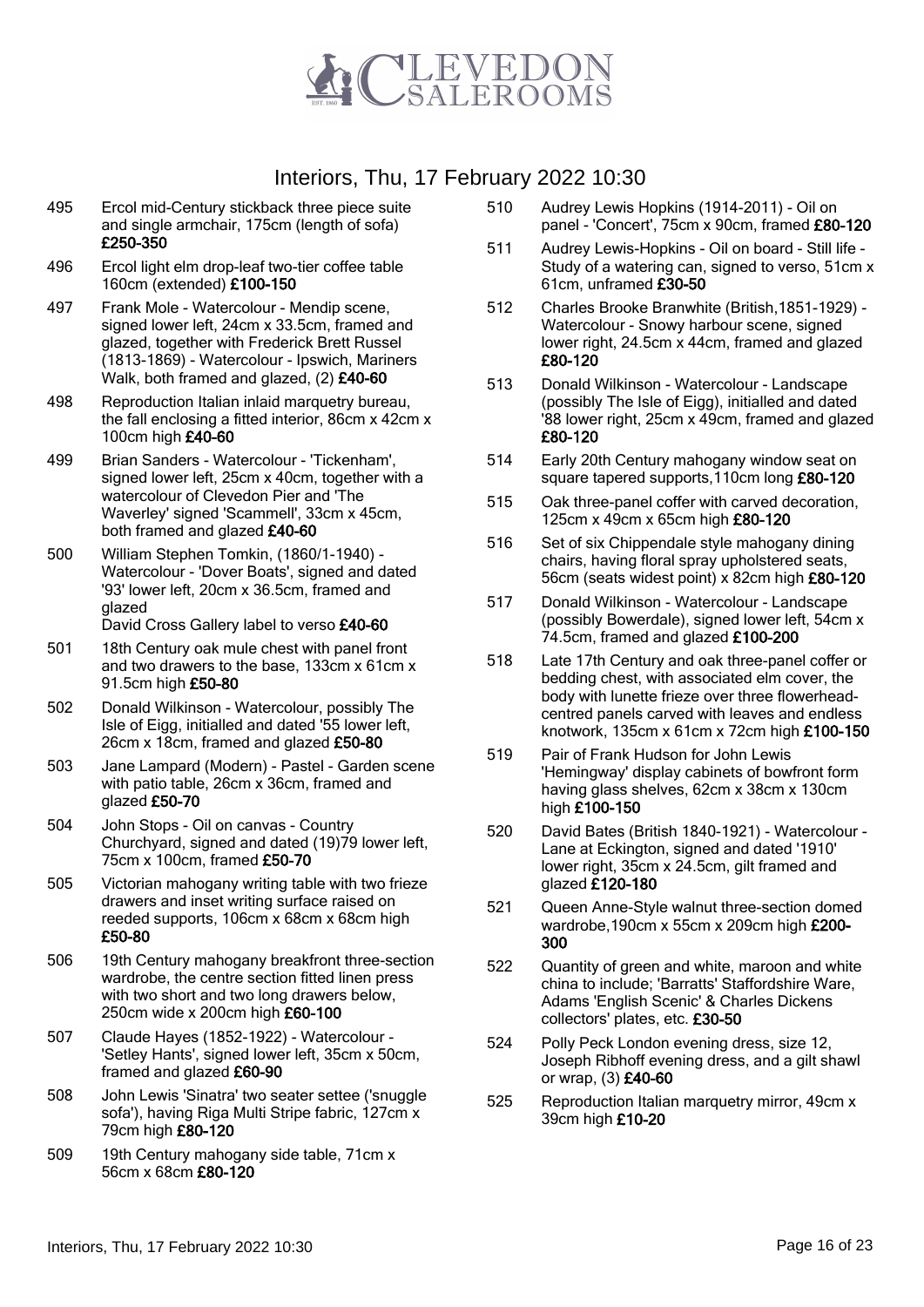# Interiors, Thu, 17 February 2022 10:30

495 Ercol mid-Century stickback three piece suite and single armchair, 175cm (length of sofa) **£250-350**

496 Ercol light elm drop-leaf two-tier coffee table 160cm (extended) **£100-150**

497 Frank Mole - Watercolour - Mendip scene, signed lower left, 24cm x 33.5cm, framed and glazed, together with Frederick Brett Russel (1813-1869) - Watercolour - Ipswich, Mariners Walk, both framed and glazed, (2) **£40-60**

498 Reproduction Italian inlaid marquetry bureau, the fall enclosing a fitted interior, 86cm x 42cm x 100cm high **£40-60**

499 Brian Sanders - Watercolour - 'Tickenham', signed lower left, 25cm x 40cm, together with a watercolour of Clevedon Pier and 'The Waverley' signed 'Scammell', 33cm x 45cm, both framed and glazed **£40-60**

500 William Stephen Tomkin, (1860/1-1940) - Watercolour - 'Dover Boats', signed and dated '93' lower left, 20cm x 36.5cm, framed and glazed
David Cross Gallery label to verso **£40-60**

501 18th Century oak mule chest with panel front and two drawers to the base, 133cm x 61cm x 91.5cm high **£50-80**

502 Donald Wilkinson - Watercolour, possibly The Isle of Eigg, initialled and dated '55 lower left, 26cm x 18cm, framed and glazed **£50-80**

503 Jane Lampard (Modern) - Pastel - Garden scene with patio table, 26cm x 36cm, framed and glazed **£50-70**

504 John Stops - Oil on canvas - Country Churchyard, signed and dated (19)79 lower left, 75cm x 100cm, framed **£50-70**

505 Victorian mahogany writing table with two frieze drawers and inset writing surface raised on reeded supports, 106cm x 68cm x 68cm high **£50-80**

506 19th Century mahogany breakfront three-section wardrobe, the centre section fitted linen press with two short and two long drawers below, 250cm wide x 200cm high **£60-100**

507 Claude Hayes (1852-1922) - Watercolour - 'Setley Hants', signed lower left, 35cm x 50cm, framed and glazed **£60-90**

508 John Lewis 'Sinatra' two seater settee ('snuggle sofa'), having Riga Multi Stripe fabric, 127cm x 79cm high **£80-120**

509 19th Century mahogany side table, 71cm x 56cm x 68cm **£80-120**

510 Audrey Lewis Hopkins (1914-2011) - Oil on panel - 'Concert', 75cm x 90cm, framed **£80-120**

511 Audrey Lewis-Hopkins - Oil on board - Still life - Study of a watering can, signed to verso, 51cm x 61cm, unframed **£30-50**

512 Charles Brooke Branwhite (British,1851-1929) - Watercolour - Snowy harbour scene, signed lower right, 24.5cm x 44cm, framed and glazed **£80-120**

513 Donald Wilkinson - Watercolour - Landscape (possibly The Isle of Eigg), initialled and dated '88 lower right, 25cm x 49cm, framed and glazed **£80-120**

514 Early 20th Century mahogany window seat on square tapered supports,110cm long **£80-120**

515 Oak three-panel coffer with carved decoration, 125cm x 49cm x 65cm high **£80-120**

516 Set of six Chippendale style mahogany dining chairs, having floral spray upholstered seats, 56cm (seats widest point) x 82cm high **£80-120**

517 Donald Wilkinson - Watercolour - Landscape (possibly Bowerdale), signed lower left, 54cm x 74.5cm, framed and glazed **£100-200**

518 Late 17th Century and oak three-panel coffer or bedding chest, with associated elm cover, the body with lunette frieze over three flowerhead-centred panels carved with leaves and endless knotwork, 135cm x 61cm x 72cm high **£100-150**

519 Pair of Frank Hudson for John Lewis 'Hemingway' display cabinets of bowfront form having glass shelves, 62cm x 38cm x 130cm high **£100-150**

520 David Bates (British 1840-1921) - Watercolour - Lane at Eckington, signed and dated '1910' lower right, 35cm x 24.5cm, gilt framed and glazed **£120-180**

521 Queen Anne-Style walnut three-section domed wardrobe,190cm x 55cm x 209cm high **£200-300**

522 Quantity of green and white, maroon and white china to include; 'Barratts' Staffordshire Ware, Adams 'English Scenic' & Charles Dickens collectors' plates, etc. **£30-50**

524 Polly Peck London evening dress, size 12, Joseph Ribhoff evening dress, and a gilt shawl or wrap, (3) **£40-60**

525 Reproduction Italian marquetry mirror, 49cm x 39cm high **£10-20**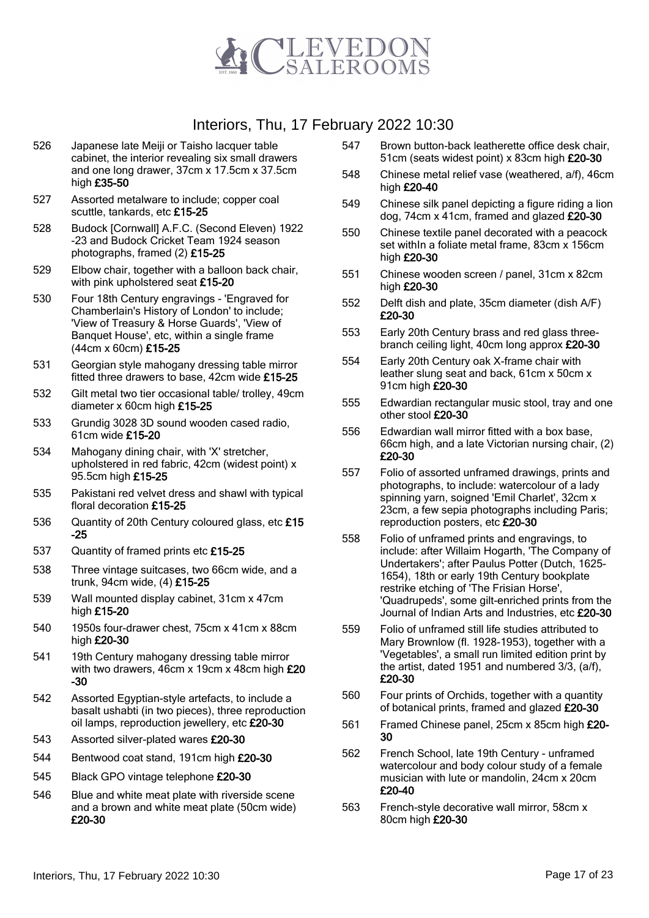## Interiors, Thu, 17 February 2022 10:30

526 Japanese late Meiji or Taisho lacquer table cabinet, the interior revealing six small drawers and one long drawer, 37cm x 17.5cm x 37.5cm high **£35-50**

527 Assorted metalware to include; copper coal scuttle, tankards, etc **£15-25**

528 Budock [Cornwall] A.F.C. (Second Eleven) 1922-23 and Budock Cricket Team 1924 season photographs, framed (2) **£15-25**

529 Elbow chair, together with a balloon back chair, with pink upholstered seat **£15-20**

530 Four 18th Century engravings - 'Engraved for Chamberlain's History of London' to include; 'View of Treasury & Horse Guards', 'View of Banquet House', etc, within a single frame (44cm x 60cm) **£15-25**

531 Georgian style mahogany dressing table mirror fitted three drawers to base, 42cm wide **£15-25**

532 Gilt metal two tier occasional table/ trolley, 49cm diameter x 60cm high **£15-25**

533 Grundig 3028 3D sound wooden cased radio, 61cm wide **£15-20**

534 Mahogany dining chair, with 'X' stretcher, upholstered in red fabric, 42cm (widest point) x 95.5cm high **£15-25**

535 Pakistani red velvet dress and shawl with typical floral decoration **£15-25**

536 Quantity of 20th Century coloured glass, etc **£15-25**

537 Quantity of framed prints etc **£15-25**

538 Three vintage suitcases, two 66cm wide, and a trunk, 94cm wide, (4) **£15-25**

539 Wall mounted display cabinet, 31cm x 47cm high **£15-20**

540 1950s four-drawer chest, 75cm x 41cm x 88cm high **£20-30**

541 19th Century mahogany dressing table mirror with two drawers, 46cm x 19cm x 48cm high **£20-30**

542 Assorted Egyptian-style artefacts, to include a basalt ushabti (in two pieces), three reproduction oil lamps, reproduction jewellery, etc **£20-30**

543 Assorted silver-plated wares **£20-30**

544 Bentwood coat stand, 191cm high **£20-30**

545 Black GPO vintage telephone **£20-30**

546 Blue and white meat plate with riverside scene and a brown and white meat plate (50cm wide) **£20-30**

547 Brown button-back leatherette office desk chair, 51cm (seats widest point) x 83cm high **£20-30**

548 Chinese metal relief vase (weathered, a/f), 46cm high **£20-40**

549 Chinese silk panel depicting a figure riding a lion dog, 74cm x 41cm, framed and glazed **£20-30**

550 Chinese textile panel decorated with a peacock set withIn a foliate metal frame, 83cm x 156cm high **£20-30**

551 Chinese wooden screen / panel, 31cm x 82cm high **£20-30**

552 Delft dish and plate, 35cm diameter (dish A/F) **£20-30**

553 Early 20th Century brass and red glass three-branch ceiling light, 40cm long approx **£20-30**

554 Early 20th Century oak X-frame chair with leather slung seat and back, 61cm x 50cm x 91cm high **£20-30**

555 Edwardian rectangular music stool, tray and one other stool **£20-30**

556 Edwardian wall mirror fitted with a box base, 66cm high, and a late Victorian nursing chair, (2) **£20-30**

557 Folio of assorted unframed drawings, prints and photographs, to include: watercolour of a lady spinning yarn, soigned 'Emil Charlet', 32cm x 23cm, a few sepia photographs including Paris; reproduction posters, etc **£20-30**

558 Folio of unframed prints and engravings, to include: after Willaim Hogarth, 'The Company of Undertakers'; after Paulus Potter (Dutch, 1625-1654), 18th or early 19th Century bookplate restrike etching of 'The Frisian Horse', 'Quadrupeds', some gilt-enriched prints from the Journal of Indian Arts and Industries, etc **£20-30**

559 Folio of unframed still life studies attributed to Mary Brownlow (fl. 1928-1953), together with a 'Vegetables', a small run limited edition print by the artist, dated 1951 and numbered 3/3, (a/f), **£20-30**

560 Four prints of Orchids, together with a quantity of botanical prints, framed and glazed **£20-30**

561 Framed Chinese panel, 25cm x 85cm high **£20-30**

562 French School, late 19th Century - unframed watercolour and body colour study of a female musician with lute or mandolin, 24cm x 20cm **£20-40**

563 French-style decorative wall mirror, 58cm x 80cm high **£20-30**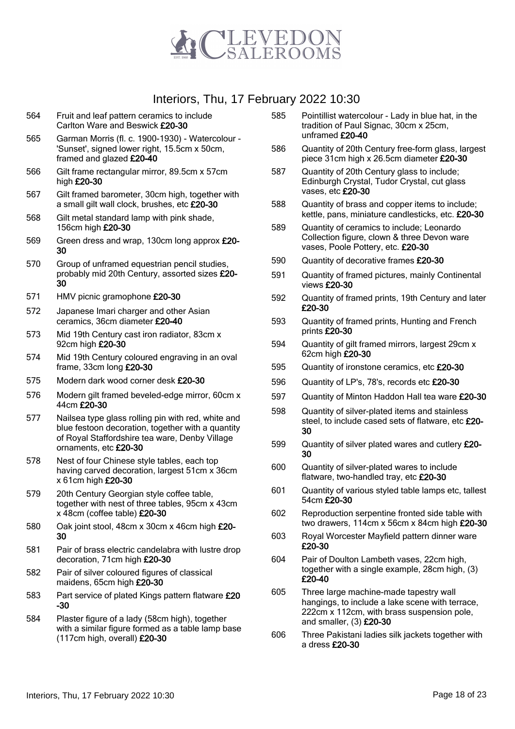# Interiors, Thu, 17 February 2022 10:30

564 Fruit and leaf pattern ceramics to include Carlton Ware and Beswick **£20-30**

565 Garman Morris (fl. c. 1900-1930) - Watercolour - 'Sunset', signed lower right, 15.5cm x 50cm, framed and glazed **£20-40**

566 Gilt frame rectangular mirror, 89.5cm x 57cm high **£20-30**

567 Gilt framed barometer, 30cm high, together with a small gilt wall clock, brushes, etc **£20-30**

568 Gilt metal standard lamp with pink shade, 156cm high **£20-30**

569 Green dress and wrap, 130cm long approx **£20-30**

570 Group of unframed equestrian pencil studies, probably mid 20th Century, assorted sizes **£20-30**

571 HMV picnic gramophone **£20-30**

572 Japanese Imari charger and other Asian ceramics, 36cm diameter **£20-40**

573 Mid 19th Century cast iron radiator, 83cm x 92cm high **£20-30**

574 Mid 19th Century coloured engraving in an oval frame, 33cm long **£20-30**

575 Modern dark wood corner desk **£20-30**

576 Modern gilt framed beveled-edge mirror, 60cm x 44cm **£20-30**

577 Nailsea type glass rolling pin with red, white and blue festoon decoration, together with a quantity of Royal Staffordshire tea ware, Denby Village ornaments, etc **£20-30**

578 Nest of four Chinese style tables, each top having carved decoration, largest 51cm x 36cm x 61cm high **£20-30**

579 20th Century Georgian style coffee table, together with nest of three tables, 95cm x 43cm x 48cm (coffee table) **£20-30**

580 Oak joint stool, 48cm x 30cm x 46cm high **£20-30**

581 Pair of brass electric candelabra with lustre drop decoration, 71cm high **£20-30**

582 Pair of silver coloured figures of classical maidens, 65cm high **£20-30**

583 Part service of plated Kings pattern flatware **£20-30**

584 Plaster figure of a lady (58cm high), together with a similar figure formed as a table lamp base (117cm high, overall) **£20-30**

585 Pointillist watercolour - Lady in blue hat, in the tradition of Paul Signac, 30cm x 25cm, unframed **£20-40**

586 Quantity of 20th Century free-form glass, largest piece 31cm high x 26.5cm diameter **£20-30**

587 Quantity of 20th Century glass to include; Edinburgh Crystal, Tudor Crystal, cut glass vases, etc **£20-30**

588 Quantity of brass and copper items to include; kettle, pans, miniature candlesticks, etc. **£20-30**

589 Quantity of ceramics to include; Leonardo Collection figure, clown & three Devon ware vases, Poole Pottery, etc. **£20-30**

590 Quantity of decorative frames **£20-30**

591 Quantity of framed pictures, mainly Continental views **£20-30**

592 Quantity of framed prints, 19th Century and later **£20-30**

593 Quantity of framed prints, Hunting and French prints **£20-30**

594 Quantity of gilt framed mirrors, largest 29cm x 62cm high **£20-30**

595 Quantity of ironstone ceramics, etc **£20-30**

596 Quantity of LP's, 78's, records etc **£20-30**

597 Quantity of Minton Haddon Hall tea ware **£20-30**

598 Quantity of silver-plated items and stainless steel, to include cased sets of flatware, etc **£20-30**

599 Quantity of silver plated wares and cutlery **£20-30**

600 Quantity of silver-plated wares to include flatware, two-handled tray, etc **£20-30**

601 Quantity of various styled table lamps etc, tallest 54cm **£20-30**

602 Reproduction serpentine fronted side table with two drawers, 114cm x 56cm x 84cm high **£20-30**

603 Royal Worcester Mayfield pattern dinner ware **£20-30**

604 Pair of Doulton Lambeth vases, 22cm high, together with a single example, 28cm high, (3) **£20-40**

605 Three large machine-made tapestry wall hangings, to include a lake scene with terrace, 222cm x 112cm, with brass suspension pole, and smaller, (3) **£20-30**

606 Three Pakistani ladies silk jackets together with a dress **£20-30**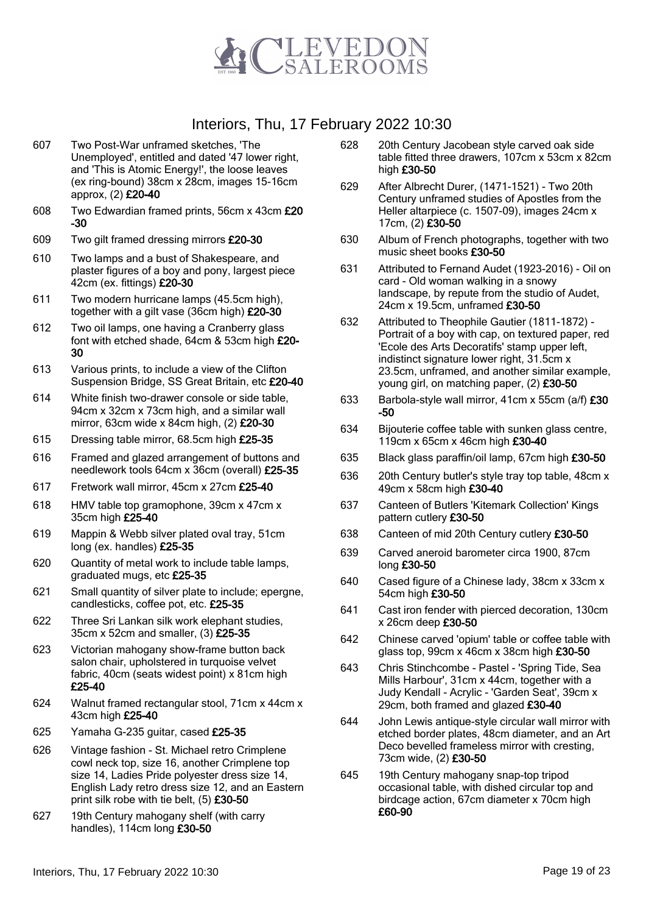# Interiors, Thu, 17 February 2022 10:30

607 Two Post-War unframed sketches, 'The Unemployed', entitled and dated '47 lower right, and 'This is Atomic Energy!', the loose leaves (ex ring-bound) 38cm x 28cm, images 15-16cm approx, (2) **£20-40**

608 Two Edwardian framed prints, 56cm x 43cm **£20-30**

609 Two gilt framed dressing mirrors **£20-30**

610 Two lamps and a bust of Shakespeare, and plaster figures of a boy and pony, largest piece 42cm (ex. fittings) **£20-30**

611 Two modern hurricane lamps (45.5cm high), together with a gilt vase (36cm high) **£20-30**

612 Two oil lamps, one having a Cranberry glass font with etched shade, 64cm & 53cm high **£20-30**

613 Various prints, to include a view of the Clifton Suspension Bridge, SS Great Britain, etc **£20-40**

614 White finish two-drawer console or side table, 94cm x 32cm x 73cm high, and a similar wall mirror, 63cm wide x 84cm high, (2) **£20-30**

615 Dressing table mirror, 68.5cm high **£25-35**

616 Framed and glazed arrangement of buttons and needlework tools 64cm x 36cm (overall) **£25-35**

617 Fretwork wall mirror, 45cm x 27cm **£25-40**

618 HMV table top gramophone, 39cm x 47cm x 35cm high **£25-40**

619 Mappin & Webb silver plated oval tray, 51cm long (ex. handles) **£25-35**

620 Quantity of metal work to include table lamps, graduated mugs, etc **£25-35**

621 Small quantity of silver plate to include; epergne, candlesticks, coffee pot, etc. **£25-35**

622 Three Sri Lankan silk work elephant studies, 35cm x 52cm and smaller, (3) **£25-35**

623 Victorian mahogany show-frame button back salon chair, upholstered in turquoise velvet fabric, 40cm (seats widest point) x 81cm high **£25-40**

624 Walnut framed rectangular stool, 71cm x 44cm x 43cm high **£25-40**

625 Yamaha G-235 guitar, cased **£25-35**

626 Vintage fashion - St. Michael retro Crimplene cowl neck top, size 16, another Crimplene top size 14, Ladies Pride polyester dress size 14, English Lady retro dress size 12, and an Eastern print silk robe with tie belt, (5) **£30-50**

627 19th Century mahogany shelf (with carry handles), 114cm long **£30-50**

628 20th Century Jacobean style carved oak side table fitted three drawers, 107cm x 53cm x 82cm high **£30-50**

629 After Albrecht Durer, (1471-1521) - Two 20th Century unframed studies of Apostles from the Heller altarpiece (c. 1507-09), images 24cm x 17cm, (2) **£30-50**

630 Album of French photographs, together with two music sheet books **£30-50**

631 Attributed to Fernand Audet (1923-2016) - Oil on card - Old woman walking in a snowy landscape, by repute from the studio of Audet, 24cm x 19.5cm, unframed **£30-50**

632 Attributed to Theophile Gautier (1811-1872) - Portrait of a boy with cap, on textured paper, red 'Ecole des Arts Decoratifs' stamp upper left, indistinct signature lower right, 31.5cm x 23.5cm, unframed, and another similar example, young girl, on matching paper, (2) **£30-50**

633 Barbola-style wall mirror, 41cm x 55cm (a/f) **£30-50**

634 Bijouterie coffee table with sunken glass centre, 119cm x 65cm x 46cm high **£30-40**

635 Black glass paraffin/oil lamp, 67cm high **£30-50**

636 20th Century butler's style tray top table, 48cm x 49cm x 58cm high **£30-40**

637 Canteen of Butlers 'Kitemark Collection' Kings pattern cutlery **£30-50**

638 Canteen of mid 20th Century cutlery **£30-50**

639 Carved aneroid barometer circa 1900, 87cm long **£30-50**

640 Cased figure of a Chinese lady, 38cm x 33cm x 54cm high **£30-50**

641 Cast iron fender with pierced decoration, 130cm x 26cm deep **£30-50**

642 Chinese carved 'opium' table or coffee table with glass top, 99cm x 46cm x 38cm high **£30-50**

643 Chris Stinchcombe - Pastel - 'Spring Tide, Sea Mills Harbour', 31cm x 44cm, together with a Judy Kendall - Acrylic - 'Garden Seat', 39cm x 29cm, both framed and glazed **£30-40**

644 John Lewis antique-style circular wall mirror with etched border plates, 48cm diameter, and an Art Deco bevelled frameless mirror with cresting, 73cm wide, (2) **£30-50**

645 19th Century mahogany snap-top tripod occasional table, with dished circular top and birdcage action, 67cm diameter x 70cm high **£60-90**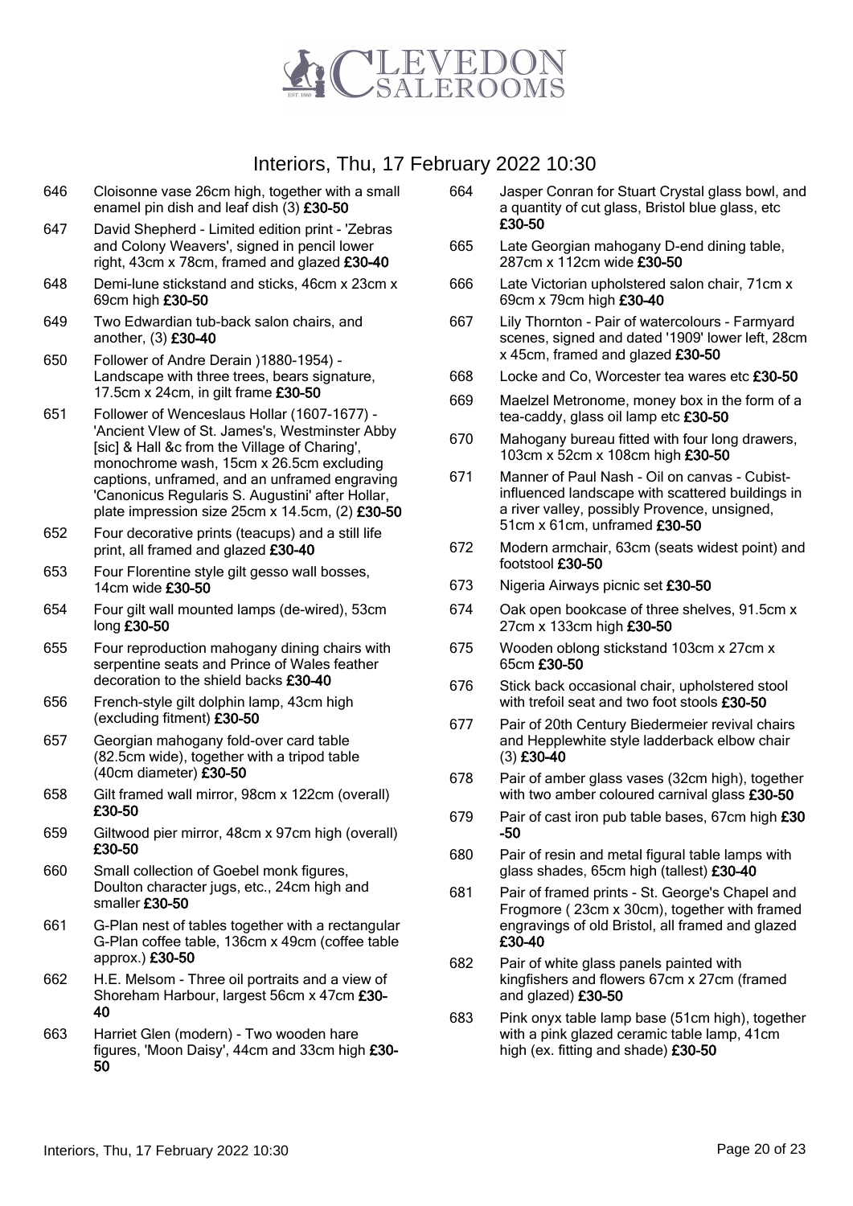# Interiors, Thu, 17 February 2022 10:30

646 Cloisonne vase 26cm high, together with a small enamel pin dish and leaf dish (3) **£30-50**

647 David Shepherd - Limited edition print - 'Zebras and Colony Weavers', signed in pencil lower right, 43cm x 78cm, framed and glazed **£30-40**

648 Demi-lune stickstand and sticks, 46cm x 23cm x 69cm high **£30-50**

649 Two Edwardian tub-back salon chairs, and another, (3) **£30-40**

650 Follower of Andre Derain )1880-1954) - Landscape with three trees, bears signature, 17.5cm x 24cm, in gilt frame **£30-50**

651 Follower of Wenceslaus Hollar (1607-1677) - 'Ancient VIew of St. James's, Westminster Abby [sic] & Hall &c from the Village of Charing', monochrome wash, 15cm x 26.5cm excluding captions, unframed, and an unframed engraving 'Canonicus Regularis S. Augustini' after Hollar, plate impression size 25cm x 14.5cm, (2) **£30-50**

652 Four decorative prints (teacups) and a still life print, all framed and glazed **£30-40**

653 Four Florentine style gilt gesso wall bosses, 14cm wide **£30-50**

654 Four gilt wall mounted lamps (de-wired), 53cm long **£30-50**

655 Four reproduction mahogany dining chairs with serpentine seats and Prince of Wales feather decoration to the shield backs **£30-40**

656 French-style gilt dolphin lamp, 43cm high (excluding fitment) **£30-50**

657 Georgian mahogany fold-over card table (82.5cm wide), together with a tripod table (40cm diameter) **£30-50**

658 Gilt framed wall mirror, 98cm x 122cm (overall) **£30-50**

659 Giltwood pier mirror, 48cm x 97cm high (overall) **£30-50**

660 Small collection of Goebel monk figures, Doulton character jugs, etc., 24cm high and smaller **£30-50**

661 G-Plan nest of tables together with a rectangular G-Plan coffee table, 136cm x 49cm (coffee table approx.) **£30-50**

662 H.E. Melsom - Three oil portraits and a view of Shoreham Harbour, largest 56cm x 47cm **£30-40**

663 Harriet Glen (modern) - Two wooden hare figures, 'Moon Daisy', 44cm and 33cm high **£30-50**

664 Jasper Conran for Stuart Crystal glass bowl, and a quantity of cut glass, Bristol blue glass, etc **£30-50**

665 Late Georgian mahogany D-end dining table, 287cm x 112cm wide **£30-50**

666 Late Victorian upholstered salon chair, 71cm x 69cm x 79cm high **£30-40**

667 Lily Thornton - Pair of watercolours - Farmyard scenes, signed and dated '1909' lower left, 28cm x 45cm, framed and glazed **£30-50**

668 Locke and Co, Worcester tea wares etc **£30-50**

669 Maelzel Metronome, money box in the form of a tea-caddy, glass oil lamp etc **£30-50**

670 Mahogany bureau fitted with four long drawers, 103cm x 52cm x 108cm high **£30-50**

671 Manner of Paul Nash - Oil on canvas - Cubist-influenced landscape with scattered buildings in a river valley, possibly Provence, unsigned, 51cm x 61cm, unframed **£30-50**

672 Modern armchair, 63cm (seats widest point) and footstool **£30-50**

673 Nigeria Airways picnic set **£30-50**

674 Oak open bookcase of three shelves, 91.5cm x 27cm x 133cm high **£30-50**

675 Wooden oblong stickstand 103cm x 27cm x 65cm **£30-50**

676 Stick back occasional chair, upholstered stool with trefoil seat and two foot stools **£30-50**

677 Pair of 20th Century Biedermeier revival chairs and Hepplewhite style ladderback elbow chair (3) **£30-40**

678 Pair of amber glass vases (32cm high), together with two amber coloured carnival glass **£30-50**

679 Pair of cast iron pub table bases, 67cm high **£30-50**

680 Pair of resin and metal figural table lamps with glass shades, 65cm high (tallest) **£30-40**

681 Pair of framed prints - St. George's Chapel and Frogmore ( 23cm x 30cm), together with framed engravings of old Bristol, all framed and glazed **£30-40**

682 Pair of white glass panels painted with kingfishers and flowers 67cm x 27cm (framed and glazed) **£30-50**

683 Pink onyx table lamp base (51cm high), together with a pink glazed ceramic table lamp, 41cm high (ex. fitting and shade) **£30-50**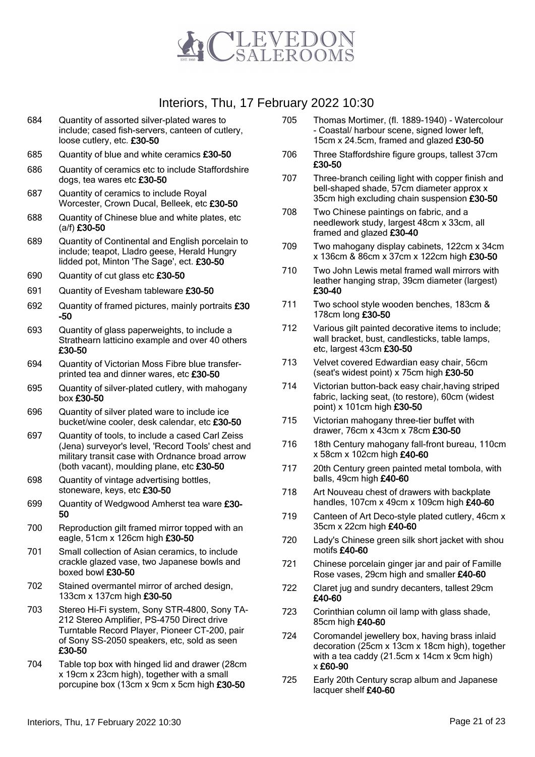# Interiors, Thu, 17 February 2022 10:30

684 Quantity of assorted silver-plated wares to include; cased fish-servers, canteen of cutlery, loose cutlery, etc. **£30-50**

685 Quantity of blue and white ceramics **£30-50**

686 Quantity of ceramics etc to include Staffordshire dogs, tea wares etc **£30-50**

687 Quantity of ceramics to include Royal Worcester, Crown Ducal, Belleek, etc **£30-50**

688 Quantity of Chinese blue and white plates, etc (a/f) **£30-50**

689 Quantity of Continental and English porcelain to include; teapot, Lladro geese, Herald Hungry lidded pot, Minton 'The Sage', ect. **£30-50**

690 Quantity of cut glass etc **£30-50**

691 Quantity of Evesham tableware **£30-50**

692 Quantity of framed pictures, mainly portraits **£30-50**

693 Quantity of glass paperweights, to include a Strathearn latticino example and over 40 others **£30-50**

694 Quantity of Victorian Moss Fibre blue transfer-printed tea and dinner wares, etc **£30-50**

695 Quantity of silver-plated cutlery, with mahogany box **£30-50**

696 Quantity of silver plated ware to include ice bucket/wine cooler, desk calendar, etc **£30-50**

697 Quantity of tools, to include a cased Carl Zeiss (Jena) surveyor's level, 'Record Tools' chest and military transit case with Ordnance broad arrow (both vacant), moulding plane, etc **£30-50**

698 Quantity of vintage advertising bottles, stoneware, keys, etc **£30-50**

699 Quantity of Wedgwood Amherst tea ware **£30-50**

700 Reproduction gilt framed mirror topped with an eagle, 51cm x 126cm high **£30-50**

701 Small collection of Asian ceramics, to include crackle glazed vase, two Japanese bowls and boxed bowl **£30-50**

702 Stained overmantel mirror of arched design, 133cm x 137cm high **£30-50**

703 Stereo Hi-Fi system, Sony STR-4800, Sony TA-212 Stereo Amplifier, PS-4750 Direct drive Turntable Record Player, Pioneer CT-200, pair of Sony SS-2050 speakers, etc, sold as seen **£30-50**

704 Table top box with hinged lid and drawer (28cm x 19cm x 23cm high), together with a small porcupine box (13cm x 9cm x 5cm high **£30-50**

705 Thomas Mortimer, (fl. 1889-1940) - Watercolour - Coastal/ harbour scene, signed lower left, 15cm x 24.5cm, framed and glazed **£30-50**

706 Three Staffordshire figure groups, tallest 37cm **£30-50**

707 Three-branch ceiling light with copper finish and bell-shaped shade, 57cm diameter approx x 35cm high excluding chain suspension **£30-50**

708 Two Chinese paintings on fabric, and a needlework study, largest 48cm x 33cm, all framed and glazed **£30-40**

709 Two mahogany display cabinets, 122cm x 34cm x 136cm & 86cm x 37cm x 122cm high **£30-50**

710 Two John Lewis metal framed wall mirrors with leather hanging strap, 39cm diameter (largest) **£30-40**

711 Two school style wooden benches, 183cm & 178cm long **£30-50**

712 Various gilt painted decorative items to include; wall bracket, bust, candlesticks, table lamps, etc, largest 43cm **£30-50**

713 Velvet covered Edwardian easy chair, 56cm (seat's widest point) x 75cm high **£30-50**

714 Victorian button-back easy chair,having striped fabric, lacking seat, (to restore), 60cm (widest point) x 101cm high **£30-50**

715 Victorian mahogany three-tier buffet with drawer, 76cm x 43cm x 78cm **£30-50**

716 18th Century mahogany fall-front bureau, 110cm x 58cm x 102cm high **£40-60**

717 20th Century green painted metal tombola, with balls, 49cm high **£40-60**

718 Art Nouveau chest of drawers with backplate handles, 107cm x 49cm x 109cm high **£40-60**

719 Canteen of Art Deco-style plated cutlery, 46cm x 35cm x 22cm high **£40-60**

720 Lady's Chinese green silk short jacket with shou motifs **£40-60**

721 Chinese porcelain ginger jar and pair of Famille Rose vases, 29cm high and smaller **£40-60**

722 Claret jug and sundry decanters, tallest 29cm **£40-60**

723 Corinthian column oil lamp with glass shade, 85cm high **£40-60**

724 Coromandel jewellery box, having brass inlaid decoration (25cm x 13cm x 18cm high), together with a tea caddy (21.5cm x 14cm x 9cm high) x **£60-90**

725 Early 20th Century scrap album and Japanese lacquer shelf **£40-60**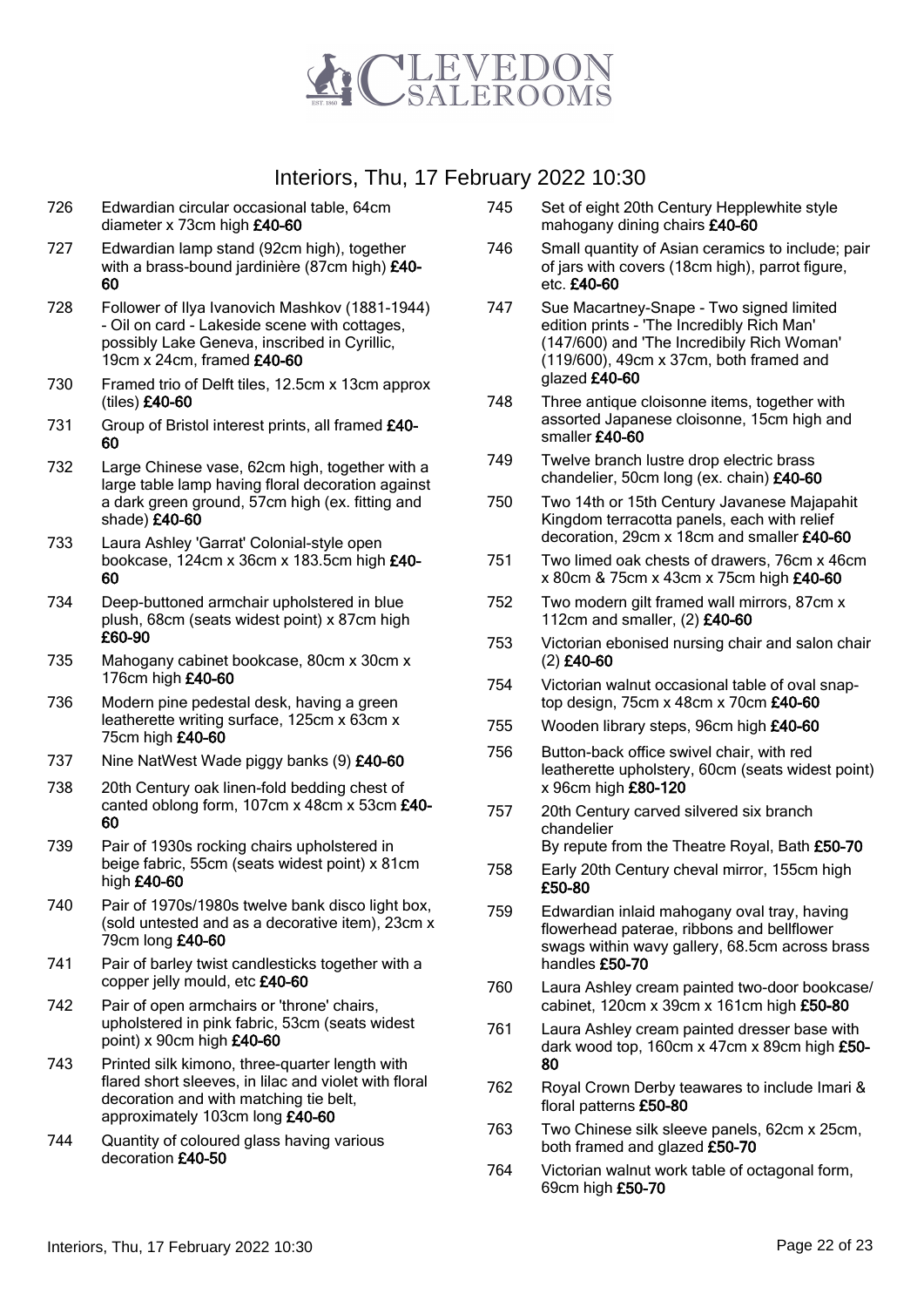# Interiors, Thu, 17 February 2022 10:30

726 Edwardian circular occasional table, 64cm diameter x 73cm high **£40-60**

727 Edwardian lamp stand (92cm high), together with a brass-bound jardinière (87cm high) **£40-60**

728 Follower of Ilya Ivanovich Mashkov (1881-1944) - Oil on card - Lakeside scene with cottages, possibly Lake Geneva, inscribed in Cyrillic, 19cm x 24cm, framed **£40-60**

730 Framed trio of Delft tiles, 12.5cm x 13cm approx (tiles) **£40-60**

731 Group of Bristol interest prints, all framed **£40-60**

732 Large Chinese vase, 62cm high, together with a large table lamp having floral decoration against a dark green ground, 57cm high (ex. fitting and shade) **£40-60**

733 Laura Ashley 'Garrat' Colonial-style open bookcase, 124cm x 36cm x 183.5cm high **£40-60**

734 Deep-buttoned armchair upholstered in blue plush, 68cm (seats widest point) x 87cm high **£60-90**

735 Mahogany cabinet bookcase, 80cm x 30cm x 176cm high **£40-60**

736 Modern pine pedestal desk, having a green leatherette writing surface, 125cm x 63cm x 75cm high **£40-60**

737 Nine NatWest Wade piggy banks (9) **£40-60**

738 20th Century oak linen-fold bedding chest of canted oblong form, 107cm x 48cm x 53cm **£40-60**

739 Pair of 1930s rocking chairs upholstered in beige fabric, 55cm (seats widest point) x 81cm high **£40-60**

740 Pair of 1970s/1980s twelve bank disco light box, (sold untested and as a decorative item), 23cm x 79cm long **£40-60**

741 Pair of barley twist candlesticks together with a copper jelly mould, etc **£40-60**

742 Pair of open armchairs or 'throne' chairs, upholstered in pink fabric, 53cm (seats widest point) x 90cm high **£40-60**

743 Printed silk kimono, three-quarter length with flared short sleeves, in lilac and violet with floral decoration and with matching tie belt, approximately 103cm long **£40-60**

744 Quantity of coloured glass having various decoration **£40-50**

745 Set of eight 20th Century Hepplewhite style mahogany dining chairs **£40-60**

746 Small quantity of Asian ceramics to include; pair of jars with covers (18cm high), parrot figure, etc. **£40-60**

747 Sue Macartney-Snape - Two signed limited edition prints - 'The Incredibly Rich Man' (147/600) and 'The Incredibily Rich Woman' (119/600), 49cm x 37cm, both framed and glazed **£40-60**

748 Three antique cloisonne items, together with assorted Japanese cloisonne, 15cm high and smaller **£40-60**

749 Twelve branch lustre drop electric brass chandelier, 50cm long (ex. chain) **£40-60**

750 Two 14th or 15th Century Javanese Majapahit Kingdom terracotta panels, each with relief decoration, 29cm x 18cm and smaller **£40-60**

751 Two limed oak chests of drawers, 76cm x 46cm x 80cm & 75cm x 43cm x 75cm high **£40-60**

752 Two modern gilt framed wall mirrors, 87cm x 112cm and smaller, (2) **£40-60**

753 Victorian ebonised nursing chair and salon chair (2) **£40-60**

754 Victorian walnut occasional table of oval snap-top design, 75cm x 48cm x 70cm **£40-60**

755 Wooden library steps, 96cm high **£40-60**

756 Button-back office swivel chair, with red leatherette upholstery, 60cm (seats widest point) x 96cm high **£80-120**

757 20th Century carved silvered six branch chandelier
By repute from the Theatre Royal, Bath **£50-70**

758 Early 20th Century cheval mirror, 155cm high **£50-80**

759 Edwardian inlaid mahogany oval tray, having flowerhead paterae, ribbons and bellflower swags within wavy gallery, 68.5cm across brass handles **£50-70**

760 Laura Ashley cream painted two-door bookcase/cabinet, 120cm x 39cm x 161cm high **£50-80**

761 Laura Ashley cream painted dresser base with dark wood top, 160cm x 47cm x 89cm high **£50-80**

762 Royal Crown Derby teawares to include Imari & floral patterns **£50-80**

763 Two Chinese silk sleeve panels, 62cm x 25cm, both framed and glazed **£50-70**

764 Victorian walnut work table of octagonal form, 69cm high **£50-70**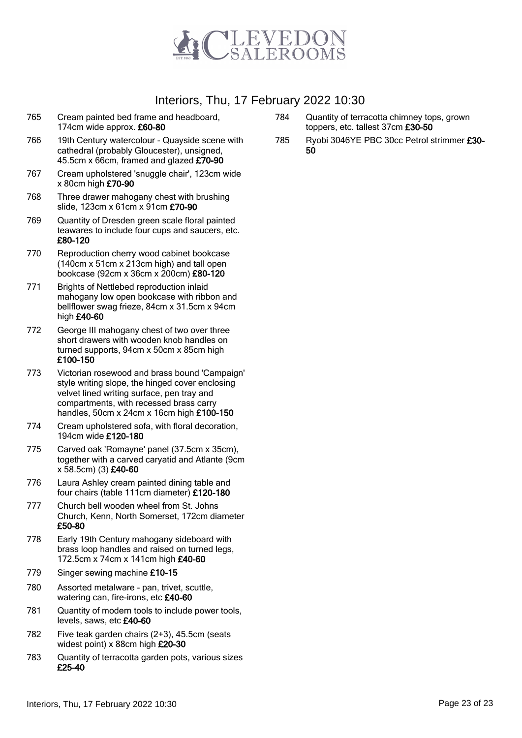## Interiors, Thu, 17 February 2022 10:30

765 Cream painted bed frame and headboard, 174cm wide approx. **£60-80**

766 19th Century watercolour - Quayside scene with cathedral (probably Gloucester), unsigned, 45.5cm x 66cm, framed and glazed **£70-90**

767 Cream upholstered 'snuggle chair', 123cm wide x 80cm high **£70-90**

768 Three drawer mahogany chest with brushing slide, 123cm x 61cm x 91cm **£70-90**

769 Quantity of Dresden green scale floral painted teawares to include four cups and saucers, etc. **£80-120**

770 Reproduction cherry wood cabinet bookcase (140cm x 51cm x 213cm high) and tall open bookcase (92cm x 36cm x 200cm) **£80-120**

771 Brights of Nettlebed reproduction inlaid mahogany low open bookcase with ribbon and bellflower swag frieze, 84cm x 31.5cm x 94cm high **£40-60**

772 George III mahogany chest of two over three short drawers with wooden knob handles on turned supports, 94cm x 50cm x 85cm high **£100-150**

773 Victorian rosewood and brass bound 'Campaign' style writing slope, the hinged cover enclosing velvet lined writing surface, pen tray and compartments, with recessed brass carry handles, 50cm x 24cm x 16cm high **£100-150**

774 Cream upholstered sofa, with floral decoration, 194cm wide **£120-180**

775 Carved oak 'Romayne' panel (37.5cm x 35cm), together with a carved caryatid and Atlante (9cm x 58.5cm) (3) **£40-60**

776 Laura Ashley cream painted dining table and four chairs (table 111cm diameter) **£120-180**

777 Church bell wooden wheel from St. Johns Church, Kenn, North Somerset, 172cm diameter **£50-80**

778 Early 19th Century mahogany sideboard with brass loop handles and raised on turned legs, 172.5cm x 74cm x 141cm high **£40-60**

779 Singer sewing machine **£10-15**

780 Assorted metalware - pan, trivet, scuttle, watering can, fire-irons, etc **£40-60**

781 Quantity of modern tools to include power tools, levels, saws, etc **£40-60**

782 Five teak garden chairs (2+3), 45.5cm (seats widest point) x 88cm high **£20-30**

783 Quantity of terracotta garden pots, various sizes **£25-40**

784 Quantity of terracotta chimney tops, grown toppers, etc. tallest 37cm **£30-50**

785 Ryobi 3046YE PBC 30cc Petrol strimmer **£30-50**